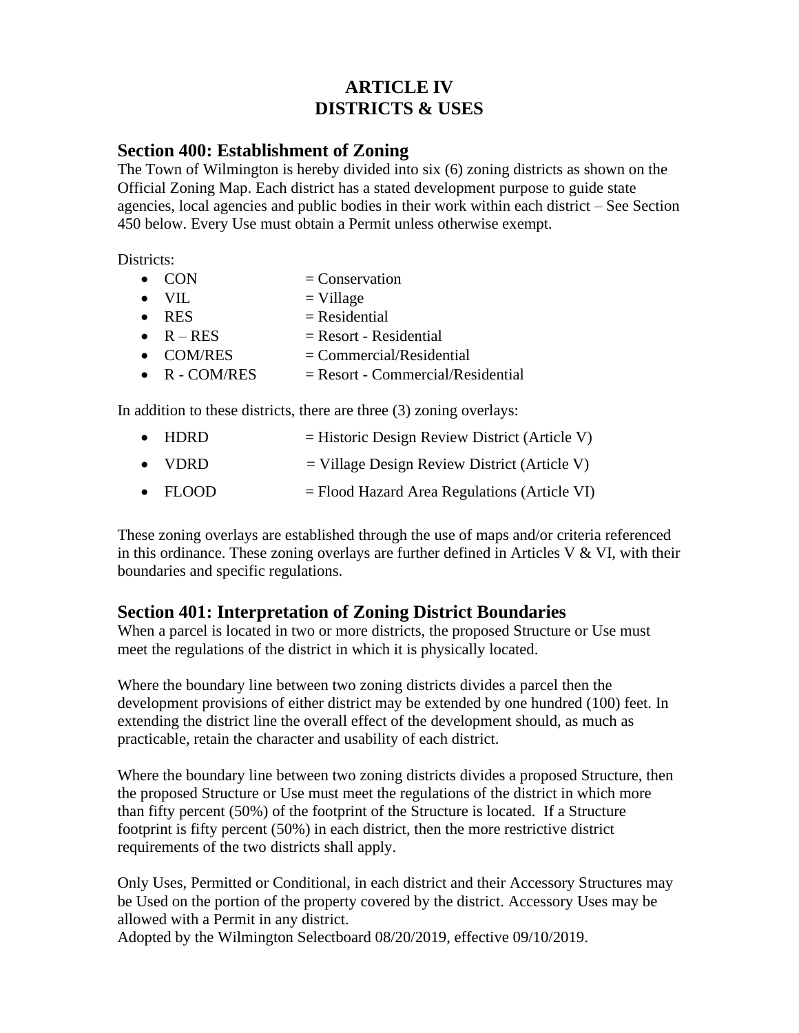# ARTICLE IV
# DISTRICTS & USES

## Section 400: Establishment of Zoning

The Town of Wilmington is hereby divided into six (6) zoning districts as shown on the Official Zoning Map. Each district has a stated development purpose to guide state agencies, local agencies and public bodies in their work within each district – See Section 450 below. Every Use must obtain a Permit unless otherwise exempt.

Districts:

- CON = Conservation
- VIL = Village
- RES = Residential
- R – RES = Resort - Residential
- COM/RES = Commercial/Residential
- R - COM/RES = Resort - Commercial/Residential

In addition to these districts, there are three (3) zoning overlays:

- HDRD = Historic Design Review District (Article V)
- VDRD = Village Design Review District (Article V)
- FLOOD = Flood Hazard Area Regulations (Article VI)

These zoning overlays are established through the use of maps and/or criteria referenced in this ordinance. These zoning overlays are further defined in Articles V & VI, with their boundaries and specific regulations.

## Section 401: Interpretation of Zoning District Boundaries

When a parcel is located in two or more districts, the proposed Structure or Use must meet the regulations of the district in which it is physically located.

Where the boundary line between two zoning districts divides a parcel then the development provisions of either district may be extended by one hundred (100) feet. In extending the district line the overall effect of the development should, as much as practicable, retain the character and usability of each district.

Where the boundary line between two zoning districts divides a proposed Structure, then the proposed Structure or Use must meet the regulations of the district in which more than fifty percent (50%) of the footprint of the Structure is located. If a Structure footprint is fifty percent (50%) in each district, then the more restrictive district requirements of the two districts shall apply.

Only Uses, Permitted or Conditional, in each district and their Accessory Structures may be Used on the portion of the property covered by the district. Accessory Uses may be allowed with a Permit in any district.

Adopted by the Wilmington Selectboard 08/20/2019, effective 09/10/2019.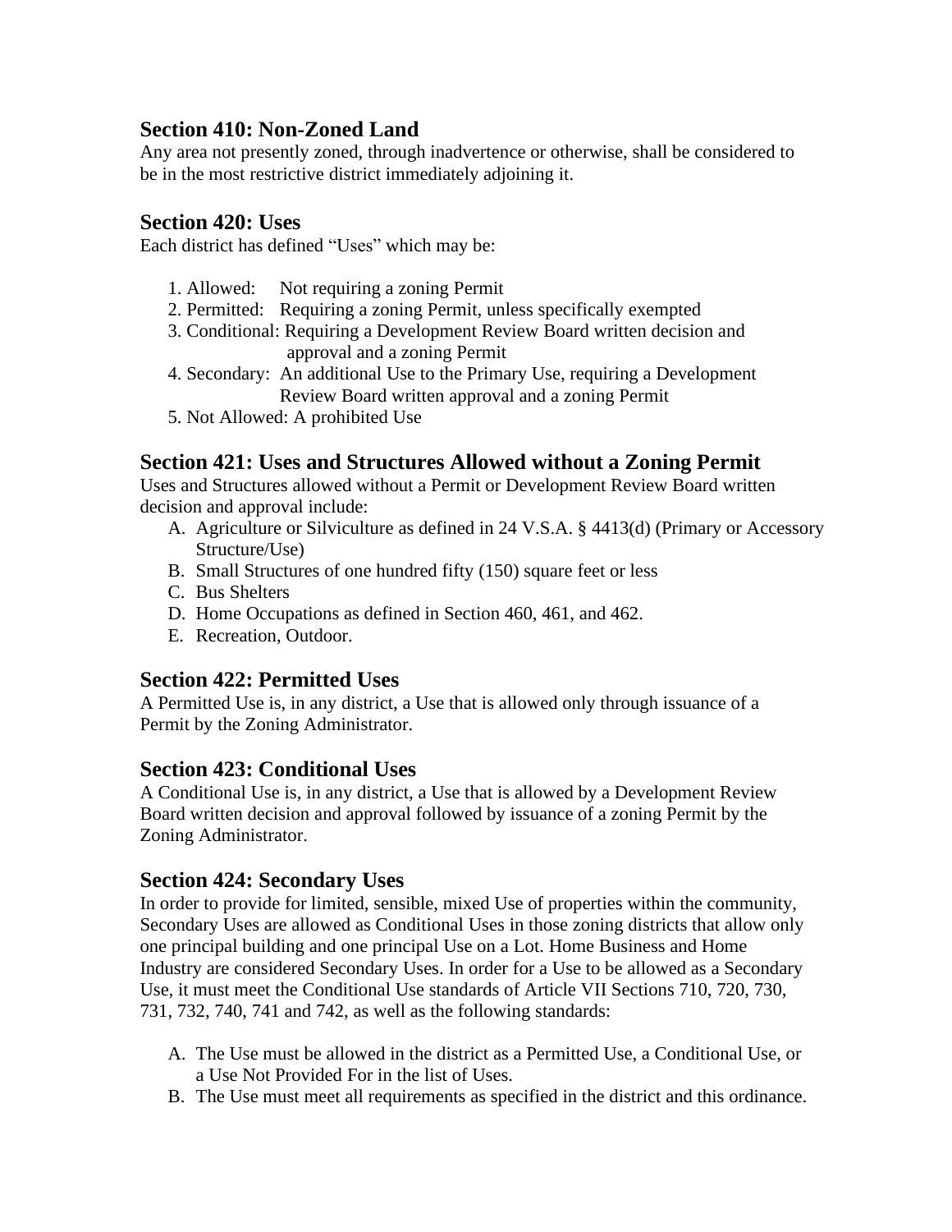## Section 410: Non-Zoned Land

Any area not presently zoned, through inadvertence or otherwise, shall be considered to be in the most restrictive district immediately adjoining it.

## Section 420: Uses

Each district has defined "Uses" which may be:

1. Allowed: Not requiring a zoning Permit
2. Permitted: Requiring a zoning Permit, unless specifically exempted
3. Conditional: Requiring a Development Review Board written decision and approval and a zoning Permit
4. Secondary: An additional Use to the Primary Use, requiring a Development Review Board written approval and a zoning Permit
5. Not Allowed: A prohibited Use

## Section 421: Uses and Structures Allowed without a Zoning Permit

Uses and Structures allowed without a Permit or Development Review Board written decision and approval include:

A. Agriculture or Silviculture as defined in 24 V.S.A. § 4413(d) (Primary or Accessory Structure/Use)
B. Small Structures of one hundred fifty (150) square feet or less
C. Bus Shelters
D. Home Occupations as defined in Section 460, 461, and 462.
E. Recreation, Outdoor.

## Section 422: Permitted Uses

A Permitted Use is, in any district, a Use that is allowed only through issuance of a Permit by the Zoning Administrator.

## Section 423: Conditional Uses

A Conditional Use is, in any district, a Use that is allowed by a Development Review Board written decision and approval followed by issuance of a zoning Permit by the Zoning Administrator.

## Section 424: Secondary Uses

In order to provide for limited, sensible, mixed Use of properties within the community, Secondary Uses are allowed as Conditional Uses in those zoning districts that allow only one principal building and one principal Use on a Lot. Home Business and Home Industry are considered Secondary Uses. In order for a Use to be allowed as a Secondary Use, it must meet the Conditional Use standards of Article VII Sections 710, 720, 730, 731, 732, 740, 741 and 742, as well as the following standards:

A. The Use must be allowed in the district as a Permitted Use, a Conditional Use, or a Use Not Provided For in the list of Uses.
B. The Use must meet all requirements as specified in the district and this ordinance.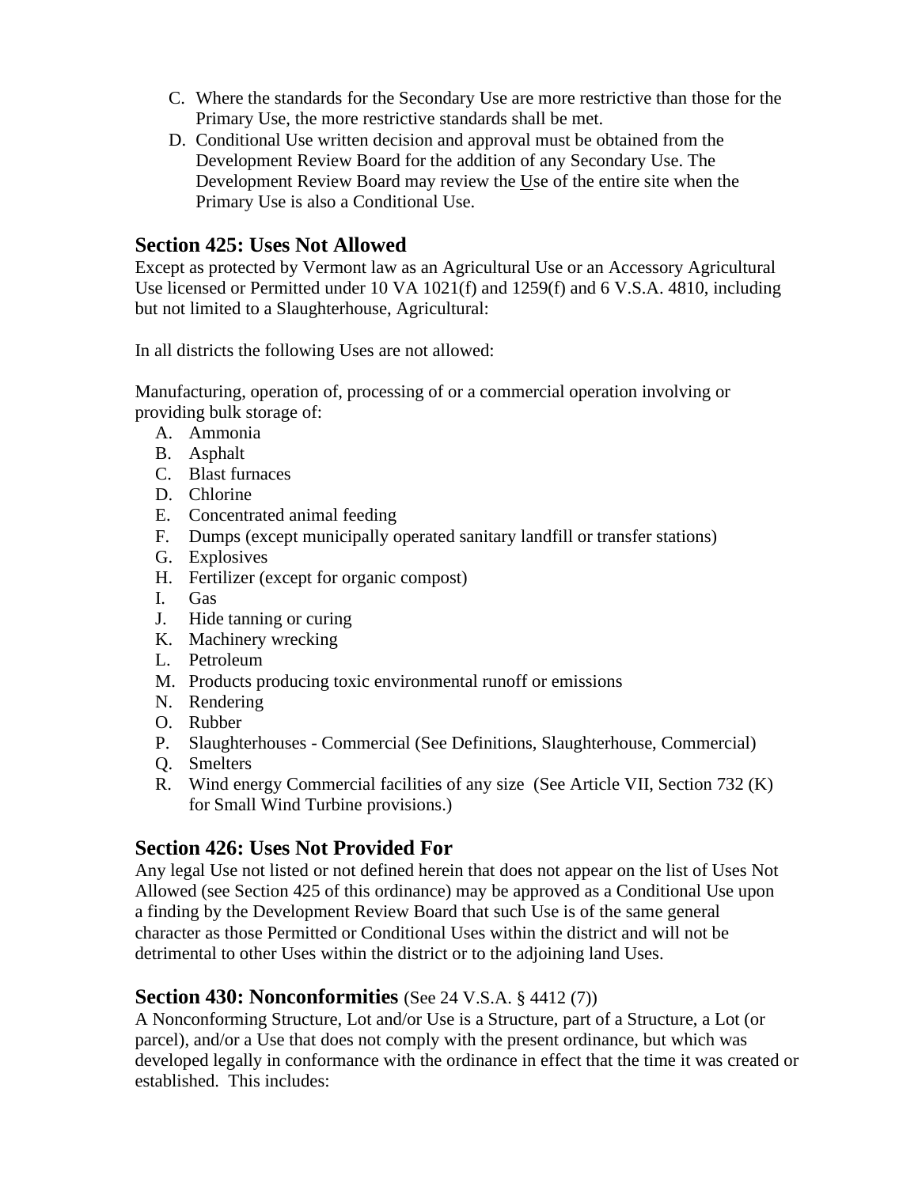C. Where the standards for the Secondary Use are more restrictive than those for the Primary Use, the more restrictive standards shall be met.
D. Conditional Use written decision and approval must be obtained from the Development Review Board for the addition of any Secondary Use. The Development Review Board may review the Use of the entire site when the Primary Use is also a Conditional Use.

## Section 425: Uses Not Allowed

Except as protected by Vermont law as an Agricultural Use or an Accessory Agricultural Use licensed or Permitted under 10 VA 1021(f) and 1259(f) and 6 V.S.A. 4810, including but not limited to a Slaughterhouse, Agricultural:

In all districts the following Uses are not allowed:

Manufacturing, operation of, processing of or a commercial operation involving or providing bulk storage of:

A. Ammonia
B. Asphalt
C. Blast furnaces
D. Chlorine
E. Concentrated animal feeding
F. Dumps (except municipally operated sanitary landfill or transfer stations)
G. Explosives
H. Fertilizer (except for organic compost)
I. Gas
J. Hide tanning or curing
K. Machinery wrecking
L. Petroleum
M. Products producing toxic environmental runoff or emissions
N. Rendering
O. Rubber
P. Slaughterhouses - Commercial (See Definitions, Slaughterhouse, Commercial)
Q. Smelters
R. Wind energy Commercial facilities of any size (See Article VII, Section 732 (K) for Small Wind Turbine provisions.)

## Section 426: Uses Not Provided For

Any legal Use not listed or not defined herein that does not appear on the list of Uses Not Allowed (see Section 425 of this ordinance) may be approved as a Conditional Use upon a finding by the Development Review Board that such Use is of the same general character as those Permitted or Conditional Uses within the district and will not be detrimental to other Uses within the district or to the adjoining land Uses.

## Section 430: Nonconformities (See 24 V.S.A. § 4412 (7))

A Nonconforming Structure, Lot and/or Use is a Structure, part of a Structure, a Lot (or parcel), and/or a Use that does not comply with the present ordinance, but which was developed legally in conformance with the ordinance in effect that the time it was created or established. This includes: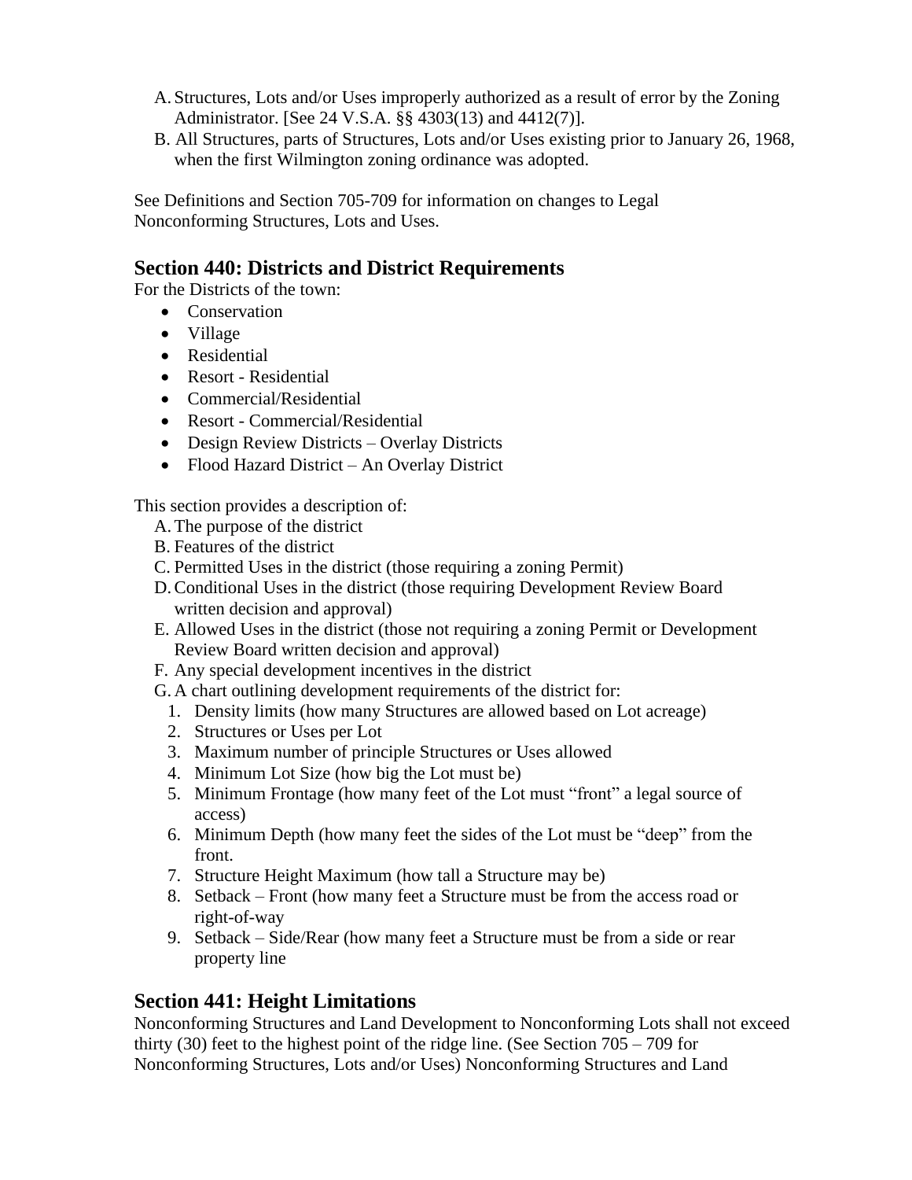A. Structures, Lots and/or Uses improperly authorized as a result of error by the Zoning Administrator. [See 24 V.S.A. §§ 4303(13) and 4412(7)].
B. All Structures, parts of Structures, Lots and/or Uses existing prior to January 26, 1968, when the first Wilmington zoning ordinance was adopted.

See Definitions and Section 705-709 for information on changes to Legal Nonconforming Structures, Lots and Uses.

## Section 440: Districts and District Requirements

For the Districts of the town:

- Conservation
- Village
- Residential
- Resort - Residential
- Commercial/Residential
- Resort - Commercial/Residential
- Design Review Districts – Overlay Districts
- Flood Hazard District – An Overlay District

This section provides a description of:

A. The purpose of the district
B. Features of the district
C. Permitted Uses in the district (those requiring a zoning Permit)
D. Conditional Uses in the district (those requiring Development Review Board written decision and approval)
E. Allowed Uses in the district (those not requiring a zoning Permit or Development Review Board written decision and approval)
F. Any special development incentives in the district
G. A chart outlining development requirements of the district for:
   1. Density limits (how many Structures are allowed based on Lot acreage)
   2. Structures or Uses per Lot
   3. Maximum number of principle Structures or Uses allowed
   4. Minimum Lot Size (how big the Lot must be)
   5. Minimum Frontage (how many feet of the Lot must "front" a legal source of access)
   6. Minimum Depth (how many feet the sides of the Lot must be "deep" from the front.
   7. Structure Height Maximum (how tall a Structure may be)
   8. Setback – Front (how many feet a Structure must be from the access road or right-of-way
   9. Setback – Side/Rear (how many feet a Structure must be from a side or rear property line

## Section 441: Height Limitations

Nonconforming Structures and Land Development to Nonconforming Lots shall not exceed thirty (30) feet to the highest point of the ridge line. (See Section 705 – 709 for Nonconforming Structures, Lots and/or Uses) Nonconforming Structures and Land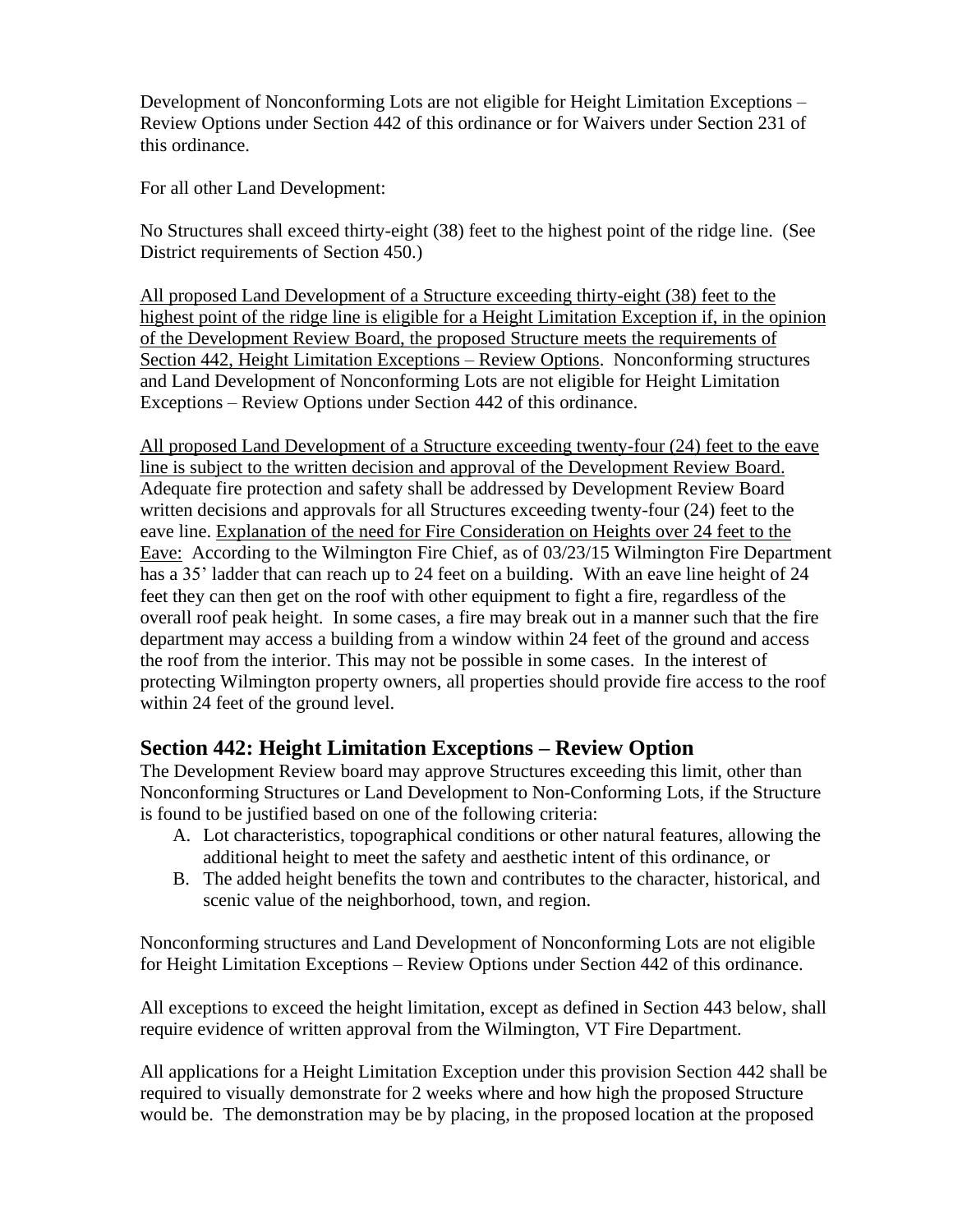Development of Nonconforming Lots are not eligible for Height Limitation Exceptions – Review Options under Section 442 of this ordinance or for Waivers under Section 231 of this ordinance.

For all other Land Development:

No Structures shall exceed thirty-eight (38) feet to the highest point of the ridge line. (See District requirements of Section 450.)

<u>All proposed Land Development of a Structure exceeding thirty-eight (38) feet to the highest point of the ridge line is eligible for a Height Limitation Exception if, in the opinion of the Development Review Board, the proposed Structure meets the requirements of Section 442, Height Limitation Exceptions – Review Options</u>. Nonconforming structures and Land Development of Nonconforming Lots are not eligible for Height Limitation Exceptions – Review Options under Section 442 of this ordinance.

<u>All proposed Land Development of a Structure exceeding twenty-four (24) feet to the eave line is subject to the written decision and approval of the Development Review Board.</u> Adequate fire protection and safety shall be addressed by Development Review Board written decisions and approvals for all Structures exceeding twenty-four (24) feet to the eave line. <u>Explanation of the need for Fire Consideration on Heights over 24 feet to the Eave:</u> According to the Wilmington Fire Chief, as of 03/23/15 Wilmington Fire Department has a 35' ladder that can reach up to 24 feet on a building. With an eave line height of 24 feet they can then get on the roof with other equipment to fight a fire, regardless of the overall roof peak height. In some cases, a fire may break out in a manner such that the fire department may access a building from a window within 24 feet of the ground and access the roof from the interior. This may not be possible in some cases. In the interest of protecting Wilmington property owners, all properties should provide fire access to the roof within 24 feet of the ground level.

## Section 442: Height Limitation Exceptions – Review Option

The Development Review board may approve Structures exceeding this limit, other than Nonconforming Structures or Land Development to Non-Conforming Lots, if the Structure is found to be justified based on one of the following criteria:

A. Lot characteristics, topographical conditions or other natural features, allowing the additional height to meet the safety and aesthetic intent of this ordinance, or
B. The added height benefits the town and contributes to the character, historical, and scenic value of the neighborhood, town, and region.

Nonconforming structures and Land Development of Nonconforming Lots are not eligible for Height Limitation Exceptions – Review Options under Section 442 of this ordinance.

All exceptions to exceed the height limitation, except as defined in Section 443 below, shall require evidence of written approval from the Wilmington, VT Fire Department.

All applications for a Height Limitation Exception under this provision Section 442 shall be required to visually demonstrate for 2 weeks where and how high the proposed Structure would be. The demonstration may be by placing, in the proposed location at the proposed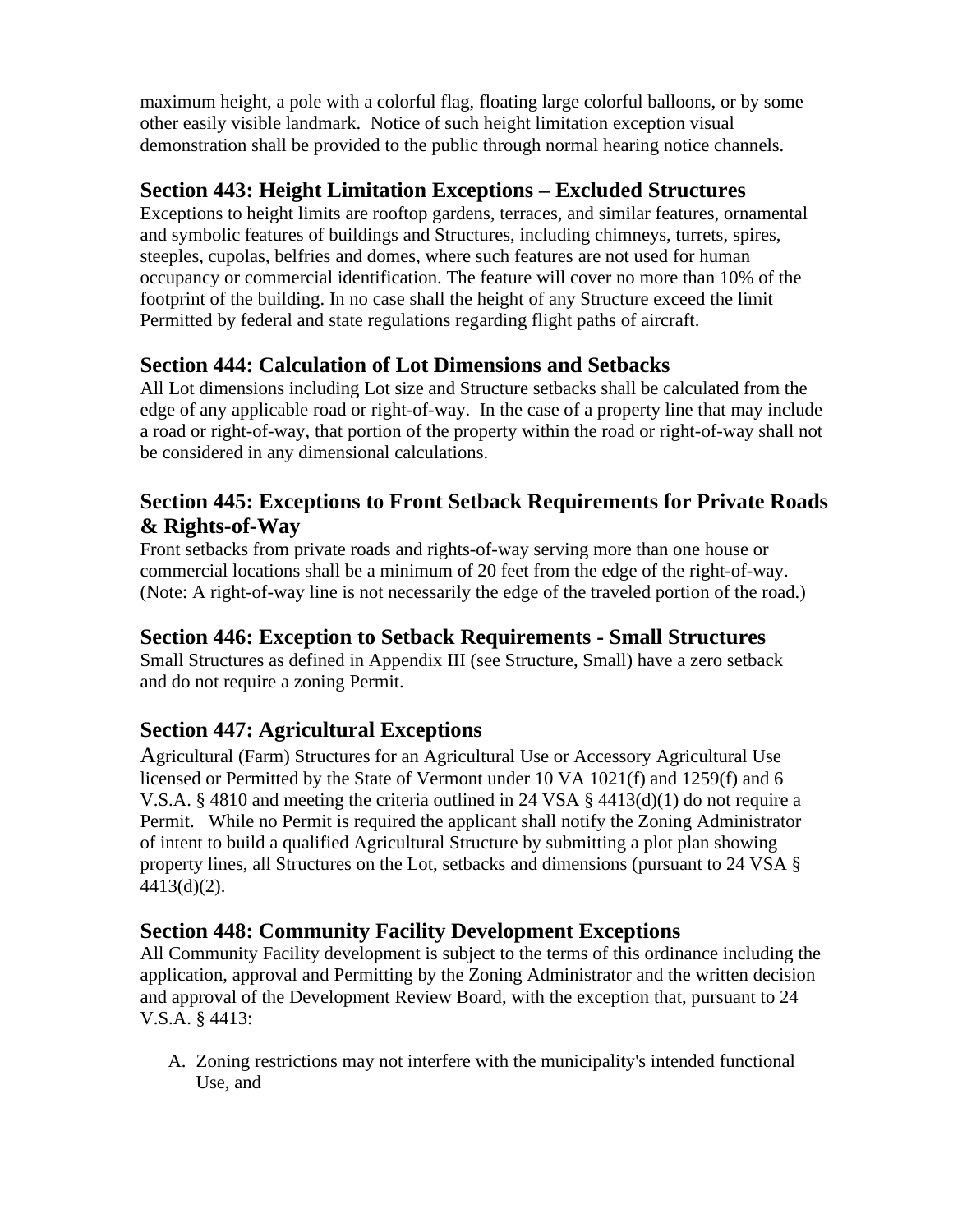maximum height, a pole with a colorful flag, floating large colorful balloons, or by some other easily visible landmark. Notice of such height limitation exception visual demonstration shall be provided to the public through normal hearing notice channels.

## Section 443: Height Limitation Exceptions – Excluded Structures

Exceptions to height limits are rooftop gardens, terraces, and similar features, ornamental and symbolic features of buildings and Structures, including chimneys, turrets, spires, steeples, cupolas, belfries and domes, where such features are not used for human occupancy or commercial identification. The feature will cover no more than 10% of the footprint of the building. In no case shall the height of any Structure exceed the limit Permitted by federal and state regulations regarding flight paths of aircraft.

## Section 444: Calculation of Lot Dimensions and Setbacks

All Lot dimensions including Lot size and Structure setbacks shall be calculated from the edge of any applicable road or right-of-way. In the case of a property line that may include a road or right-of-way, that portion of the property within the road or right-of-way shall not be considered in any dimensional calculations.

## Section 445: Exceptions to Front Setback Requirements for Private Roads & Rights-of-Way

Front setbacks from private roads and rights-of-way serving more than one house or commercial locations shall be a minimum of 20 feet from the edge of the right-of-way. (Note: A right-of-way line is not necessarily the edge of the traveled portion of the road.)

## Section 446: Exception to Setback Requirements - Small Structures

Small Structures as defined in Appendix III (see Structure, Small) have a zero setback and do not require a zoning Permit.

## Section 447: Agricultural Exceptions

Agricultural (Farm) Structures for an Agricultural Use or Accessory Agricultural Use licensed or Permitted by the State of Vermont under 10 VA 1021(f) and 1259(f) and 6 V.S.A. § 4810 and meeting the criteria outlined in 24 VSA § 4413(d)(1) do not require a Permit. While no Permit is required the applicant shall notify the Zoning Administrator of intent to build a qualified Agricultural Structure by submitting a plot plan showing property lines, all Structures on the Lot, setbacks and dimensions (pursuant to 24 VSA § 4413(d)(2).

## Section 448: Community Facility Development Exceptions

All Community Facility development is subject to the terms of this ordinance including the application, approval and Permitting by the Zoning Administrator and the written decision and approval of the Development Review Board, with the exception that, pursuant to 24 V.S.A. § 4413:

A. Zoning restrictions may not interfere with the municipality's intended functional Use, and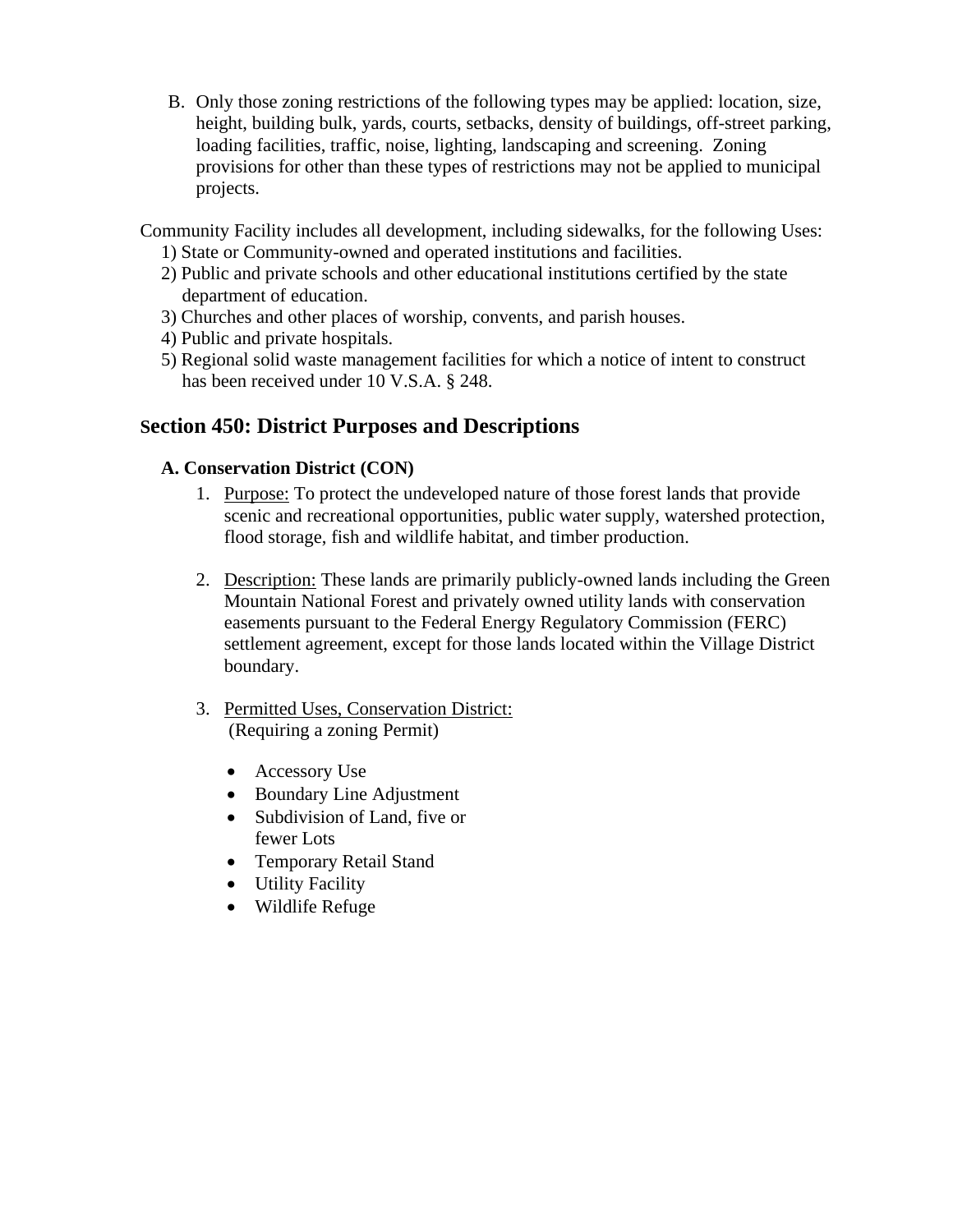B. Only those zoning restrictions of the following types may be applied: location, size, height, building bulk, yards, courts, setbacks, density of buildings, off-street parking, loading facilities, traffic, noise, lighting, landscaping and screening. Zoning provisions for other than these types of restrictions may not be applied to municipal projects.

Community Facility includes all development, including sidewalks, for the following Uses:

1) State or Community-owned and operated institutions and facilities.
2) Public and private schools and other educational institutions certified by the state department of education.
3) Churches and other places of worship, convents, and parish houses.
4) Public and private hospitals.
5) Regional solid waste management facilities for which a notice of intent to construct has been received under 10 V.S.A. § 248.

## Section 450: District Purposes and Descriptions

### A. Conservation District (CON)

1. Purpose: To protect the undeveloped nature of those forest lands that provide scenic and recreational opportunities, public water supply, watershed protection, flood storage, fish and wildlife habitat, and timber production.

2. Description: These lands are primarily publicly-owned lands including the Green Mountain National Forest and privately owned utility lands with conservation easements pursuant to the Federal Energy Regulatory Commission (FERC) settlement agreement, except for those lands located within the Village District boundary.

3. Permitted Uses, Conservation District:
   (Requiring a zoning Permit)

   - Accessory Use
   - Boundary Line Adjustment
   - Subdivision of Land, five or fewer Lots
   - Temporary Retail Stand
   - Utility Facility
   - Wildlife Refuge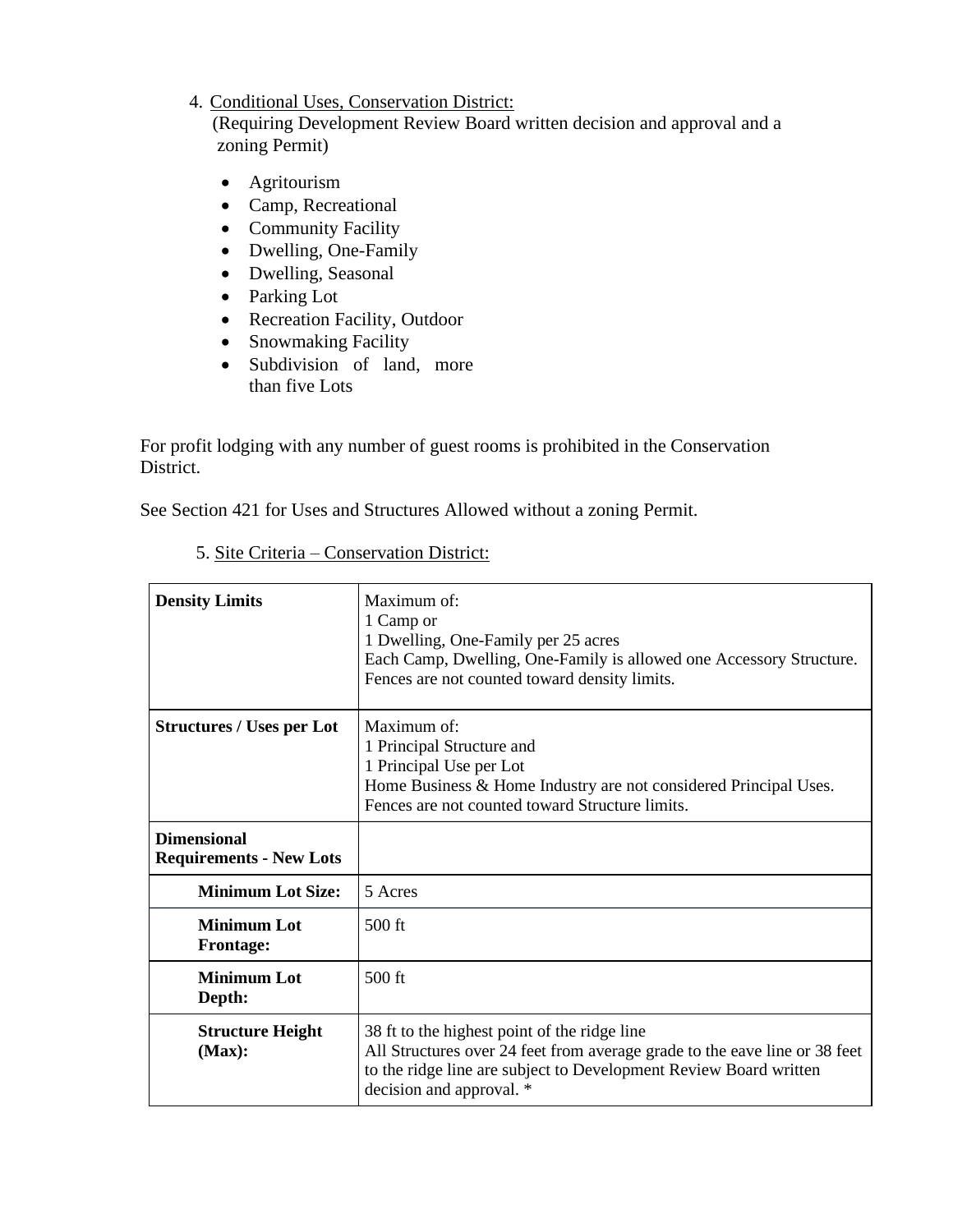4. Conditional Uses, Conservation District:
   (Requiring Development Review Board written decision and approval and a zoning Permit)

   - Agritourism
   - Camp, Recreational
   - Community Facility
   - Dwelling, One-Family
   - Dwelling, Seasonal
   - Parking Lot
   - Recreation Facility, Outdoor
   - Snowmaking Facility
   - Subdivision of land, more than five Lots

For profit lodging with any number of guest rooms is prohibited in the Conservation District.

See Section 421 for Uses and Structures Allowed without a zoning Permit.

5. Site Criteria – Conservation District:

| **Density Limits** | Maximum of:<br>1 Camp or<br>1 Dwelling, One-Family per 25 acres<br>Each Camp, Dwelling, One-Family is allowed one Accessory Structure.<br>Fences are not counted toward density limits. |
|---|---|
| **Structures / Uses per Lot** | Maximum of:<br>1 Principal Structure and<br>1 Principal Use per Lot<br>Home Business & Home Industry are not considered Principal Uses.<br>Fences are not counted toward Structure limits. |
| **Dimensional Requirements - New Lots** | |
| **Minimum Lot Size:** | 5 Acres |
| **Minimum Lot Frontage:** | 500 ft |
| **Minimum Lot Depth:** | 500 ft |
| **Structure Height (Max):** | 38 ft to the highest point of the ridge line<br>All Structures over 24 feet from average grade to the eave line or 38 feet to the ridge line are subject to Development Review Board written decision and approval. * |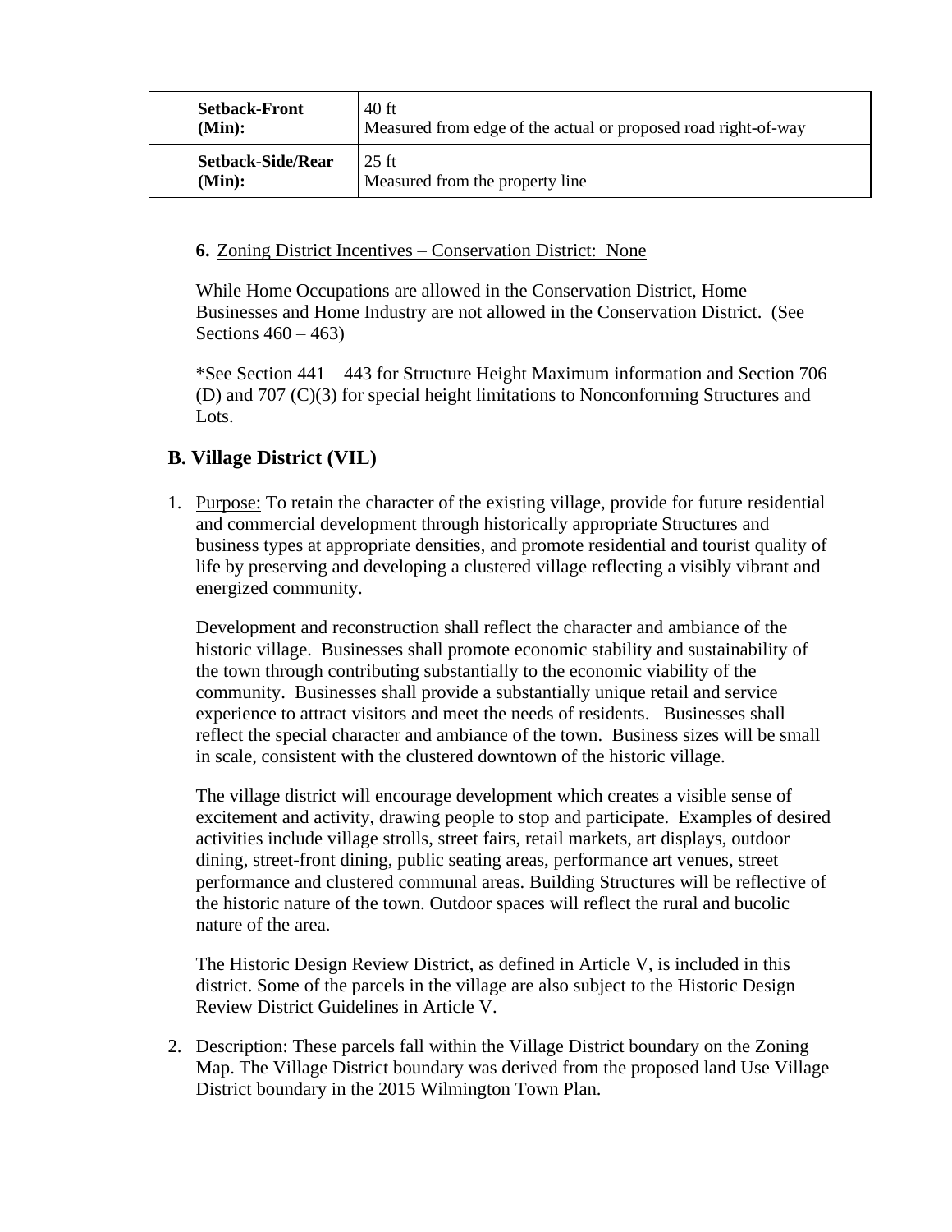| Setback-Front (Min): | 40 ft<br>Measured from edge of the actual or proposed road right-of-way |
|---|---|
| **Setback-Side/Rear (Min):** | 25 ft<br>Measured from the property line |

**6.** Zoning District Incentives – Conservation District: None

While Home Occupations are allowed in the Conservation District, Home Businesses and Home Industry are not allowed in the Conservation District. (See Sections 460 – 463)

*See Section 441 – 443 for Structure Height Maximum information and Section 706 (D) and 707 (C)(3) for special height limitations to Nonconforming Structures and Lots.

## B. Village District (VIL)

1. Purpose: To retain the character of the existing village, provide for future residential and commercial development through historically appropriate Structures and business types at appropriate densities, and promote residential and tourist quality of life by preserving and developing a clustered village reflecting a visibly vibrant and energized community.

   Development and reconstruction shall reflect the character and ambiance of the historic village. Businesses shall promote economic stability and sustainability of the town through contributing substantially to the economic viability of the community. Businesses shall provide a substantially unique retail and service experience to attract visitors and meet the needs of residents. Businesses shall reflect the special character and ambiance of the town. Business sizes will be small in scale, consistent with the clustered downtown of the historic village.

   The village district will encourage development which creates a visible sense of excitement and activity, drawing people to stop and participate. Examples of desired activities include village strolls, street fairs, retail markets, art displays, outdoor dining, street-front dining, public seating areas, performance art venues, street performance and clustered communal areas. Building Structures will be reflective of the historic nature of the town. Outdoor spaces will reflect the rural and bucolic nature of the area.

   The Historic Design Review District, as defined in Article V, is included in this district. Some of the parcels in the village are also subject to the Historic Design Review District Guidelines in Article V.

2. Description: These parcels fall within the Village District boundary on the Zoning Map. The Village District boundary was derived from the proposed land Use Village District boundary in the 2015 Wilmington Town Plan.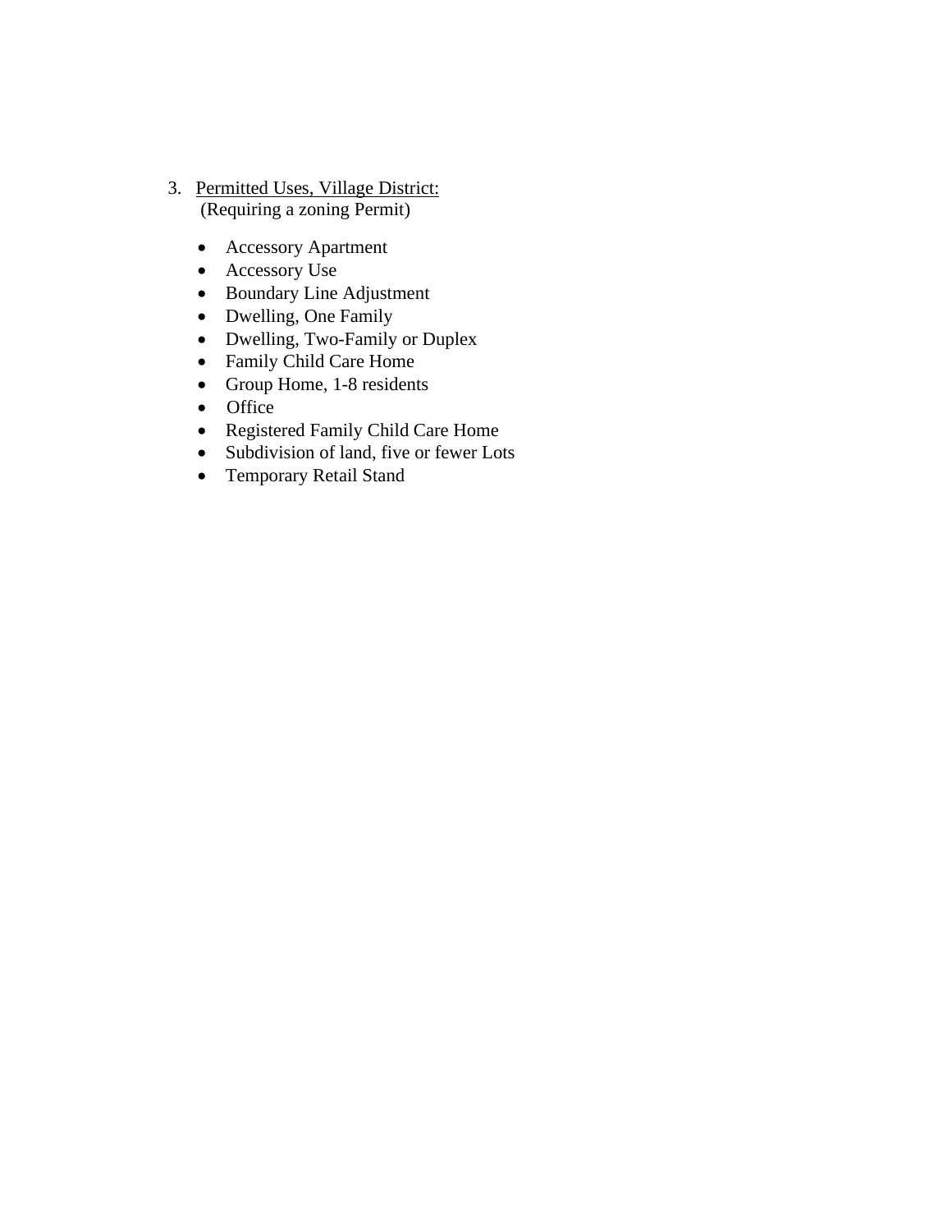3. <u>Permitted Uses, Village District:</u>
   (Requiring a zoning Permit)

   - Accessory Apartment
   - Accessory Use
   - Boundary Line Adjustment
   - Dwelling, One Family
   - Dwelling, Two-Family or Duplex
   - Family Child Care Home
   - Group Home, 1-8 residents
   - Office
   - Registered Family Child Care Home
   - Subdivision of land, five or fewer Lots
   - Temporary Retail Stand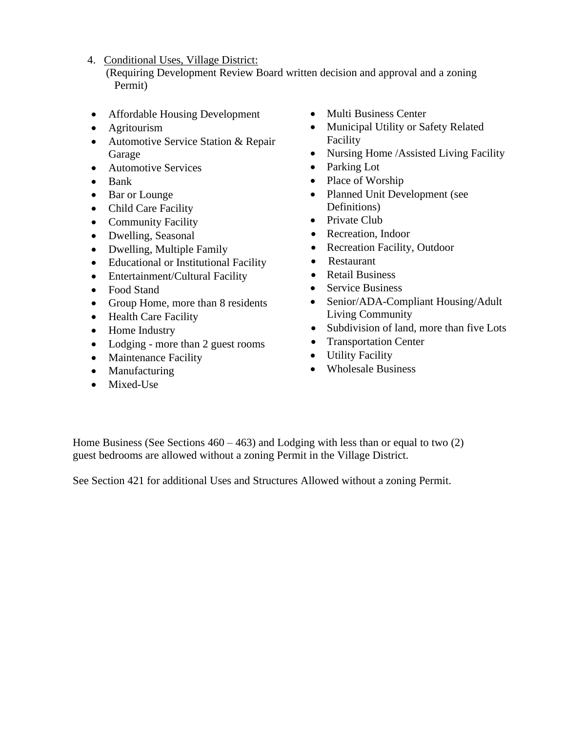4. Conditional Uses, Village District:
   (Requiring Development Review Board written decision and approval and a zoning Permit)

- Affordable Housing Development
- Agritourism
- Automotive Service Station & Repair Garage
- Automotive Services
- Bank
- Bar or Lounge
- Child Care Facility
- Community Facility
- Dwelling, Seasonal
- Dwelling, Multiple Family
- Educational or Institutional Facility
- Entertainment/Cultural Facility
- Food Stand
- Group Home, more than 8 residents
- Health Care Facility
- Home Industry
- Lodging - more than 2 guest rooms
- Maintenance Facility
- Manufacturing
- Mixed-Use
- Multi Business Center
- Municipal Utility or Safety Related Facility
- Nursing Home /Assisted Living Facility
- Parking Lot
- Place of Worship
- Planned Unit Development (see Definitions)
- Private Club
- Recreation, Indoor
- Recreation Facility, Outdoor
- Restaurant
- Retail Business
- Service Business
- Senior/ADA-Compliant Housing/Adult Living Community
- Subdivision of land, more than five Lots
- Transportation Center
- Utility Facility
- Wholesale Business

Home Business (See Sections 460 – 463) and Lodging with less than or equal to two (2) guest bedrooms are allowed without a zoning Permit in the Village District.

See Section 421 for additional Uses and Structures Allowed without a zoning Permit.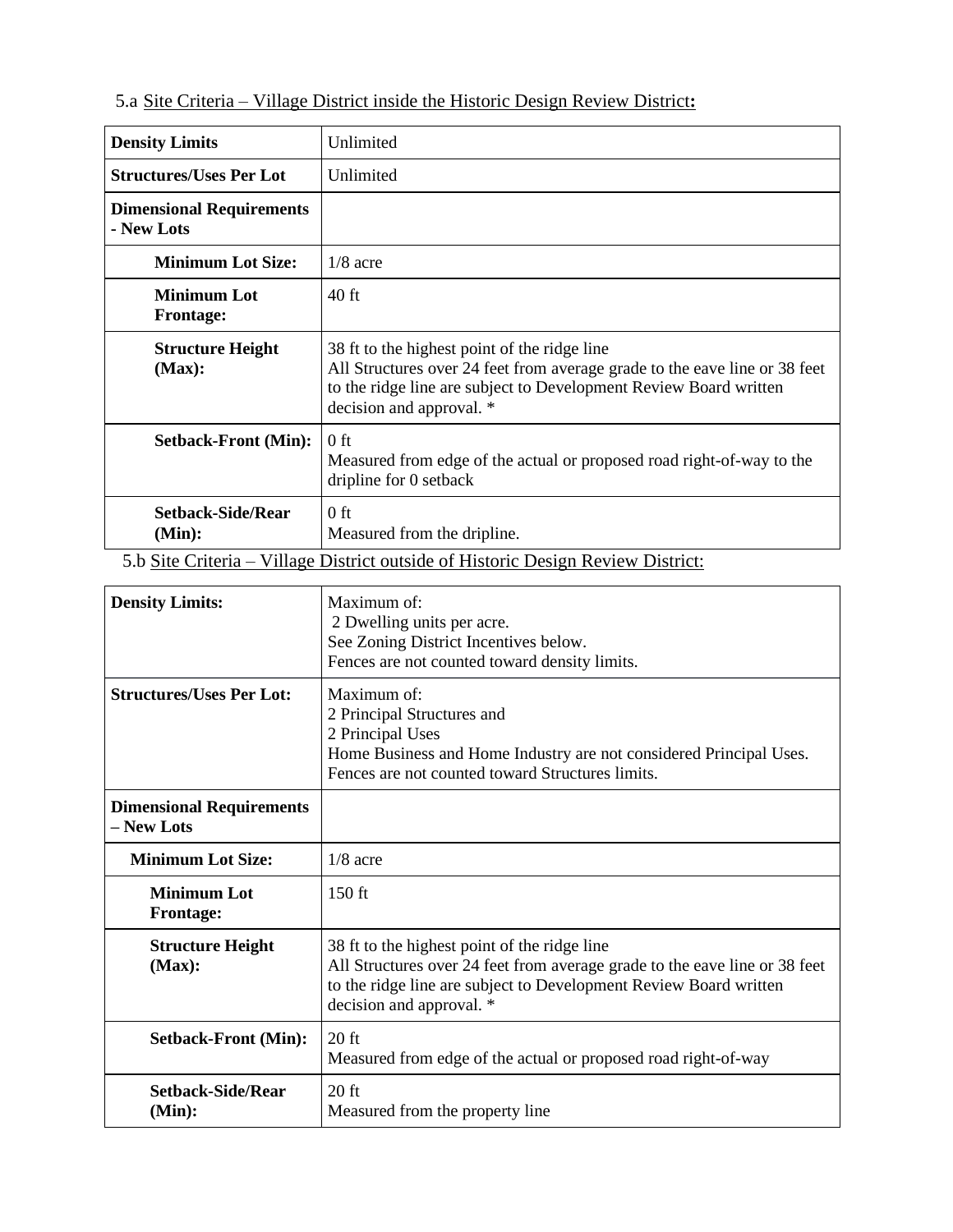5.a Site Criteria – Village District inside the Historic Design Review District**:**

| **Density Limits** | Unlimited |
|---|---|
| **Structures/Uses Per Lot** | Unlimited |
| **Dimensional Requirements - New Lots** | |
| **Minimum Lot Size:** | 1/8 acre |
| **Minimum Lot Frontage:** | 40 ft |
| **Structure Height (Max):** | 38 ft to the highest point of the ridge line<br>All Structures over 24 feet from average grade to the eave line or 38 feet to the ridge line are subject to Development Review Board written decision and approval. * |
| **Setback-Front (Min):** | 0 ft<br>Measured from edge of the actual or proposed road right-of-way to the dripline for 0 setback |
| **Setback-Side/Rear (Min):** | 0 ft<br>Measured from the dripline. |

5.b Site Criteria – Village District outside of Historic Design Review District:

| **Density Limits:** | Maximum of:<br>2 Dwelling units per acre.<br>See Zoning District Incentives below.<br>Fences are not counted toward density limits. |
|---|---|
| **Structures/Uses Per Lot:** | Maximum of:<br>2 Principal Structures and<br>2 Principal Uses<br>Home Business and Home Industry are not considered Principal Uses.<br>Fences are not counted toward Structures limits. |
| **Dimensional Requirements – New Lots** | |
| **Minimum Lot Size:** | 1/8 acre |
| **Minimum Lot Frontage:** | 150 ft |
| **Structure Height (Max):** | 38 ft to the highest point of the ridge line<br>All Structures over 24 feet from average grade to the eave line or 38 feet to the ridge line are subject to Development Review Board written decision and approval. * |
| **Setback-Front (Min):** | 20 ft<br>Measured from edge of the actual or proposed road right-of-way |
| **Setback-Side/Rear (Min):** | 20 ft<br>Measured from the property line |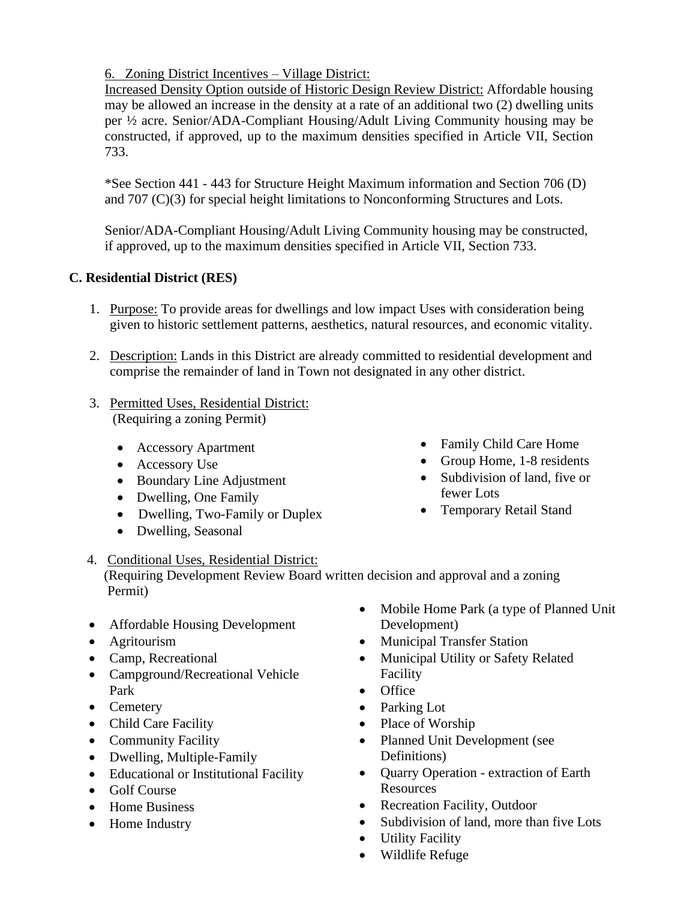6. Zoning District Incentives – Village District:

Increased Density Option outside of Historic Design Review District: Affordable housing may be allowed an increase in the density at a rate of an additional two (2) dwelling units per ½ acre. Senior/ADA-Compliant Housing/Adult Living Community housing may be constructed, if approved, up to the maximum densities specified in Article VII, Section 733.

*See Section 441 - 443 for Structure Height Maximum information and Section 706 (D) and 707 (C)(3) for special height limitations to Nonconforming Structures and Lots.

Senior/ADA-Compliant Housing/Adult Living Community housing may be constructed, if approved, up to the maximum densities specified in Article VII, Section 733.

## C. Residential District (RES)

1. Purpose: To provide areas for dwellings and low impact Uses with consideration being given to historic settlement patterns, aesthetics, natural resources, and economic vitality.

2. Description: Lands in this District are already committed to residential development and comprise the remainder of land in Town not designated in any other district.

3. Permitted Uses, Residential District:
   (Requiring a zoning Permit)

   - Accessory Apartment
   - Accessory Use
   - Boundary Line Adjustment
   - Dwelling, One Family
   - Dwelling, Two-Family or Duplex
   - Dwelling, Seasonal
   - Family Child Care Home
   - Group Home, 1-8 residents
   - Subdivision of land, five or fewer Lots
   - Temporary Retail Stand

4. Conditional Uses, Residential District:
   (Requiring Development Review Board written decision and approval and a zoning Permit)

- Affordable Housing Development
- Agritourism
- Camp, Recreational
- Campground/Recreational Vehicle Park
- Cemetery
- Child Care Facility
- Community Facility
- Dwelling, Multiple-Family
- Educational or Institutional Facility
- Golf Course
- Home Business
- Home Industry
- Mobile Home Park (a type of Planned Unit Development)
- Municipal Transfer Station
- Municipal Utility or Safety Related Facility
- Office
- Parking Lot
- Place of Worship
- Planned Unit Development (see Definitions)
- Quarry Operation - extraction of Earth Resources
- Recreation Facility, Outdoor
- Subdivision of land, more than five Lots
- Utility Facility
- Wildlife Refuge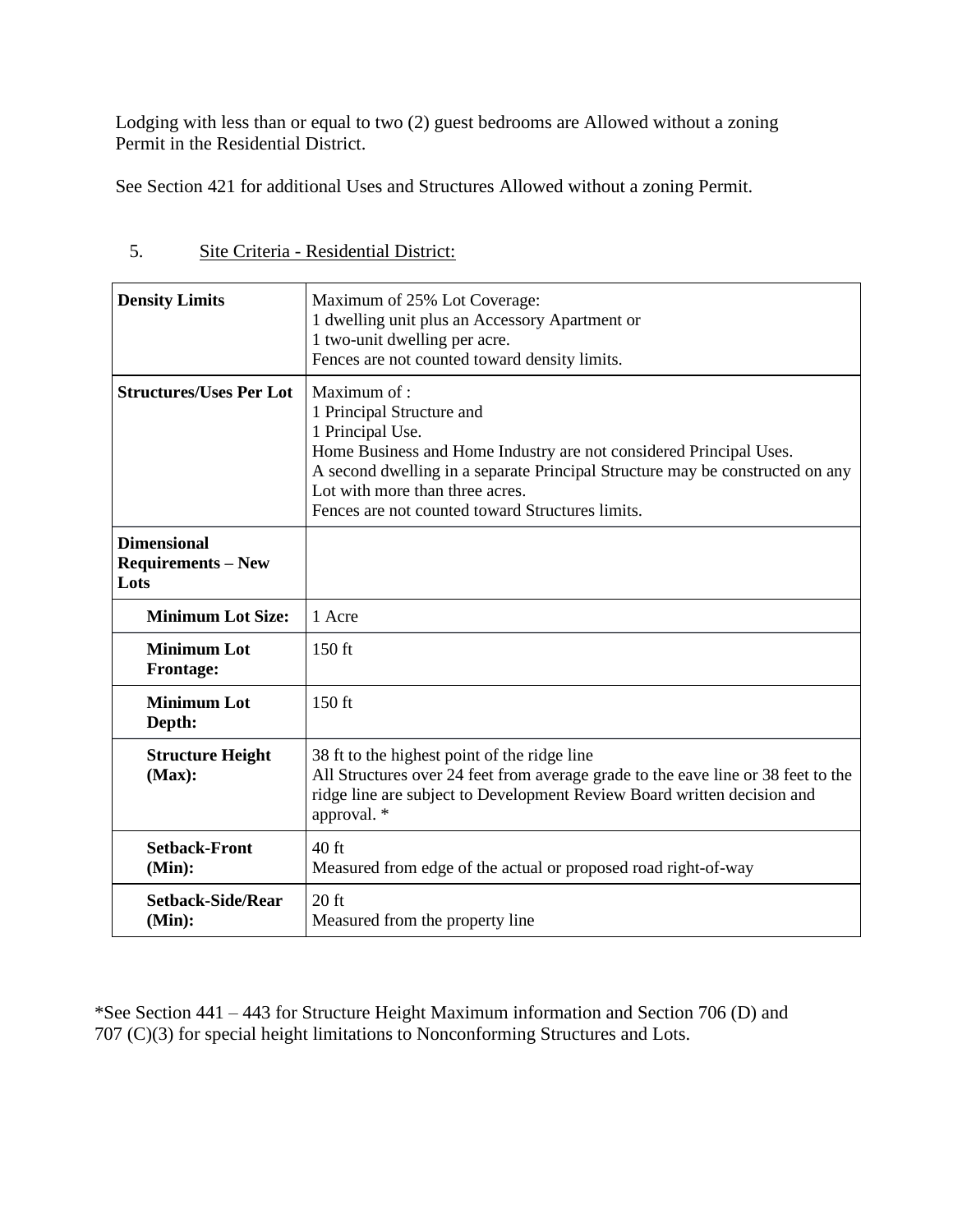Lodging with less than or equal to two (2) guest bedrooms are Allowed without a zoning Permit in the Residential District.

See Section 421 for additional Uses and Structures Allowed without a zoning Permit.

5. Site Criteria - Residential District:

| **Density Limits** | Maximum of 25% Lot Coverage:<br>1 dwelling unit plus an Accessory Apartment or<br>1 two-unit dwelling per acre.<br>Fences are not counted toward density limits. |
|---|---|
| **Structures/Uses Per Lot** | Maximum of :<br>1 Principal Structure and<br>1 Principal Use.<br>Home Business and Home Industry are not considered Principal Uses.<br>A second dwelling in a separate Principal Structure may be constructed on any Lot with more than three acres.<br>Fences are not counted toward Structures limits. |
| **Dimensional Requirements – New Lots** | |
| **Minimum Lot Size:** | 1 Acre |
| **Minimum Lot Frontage:** | 150 ft |
| **Minimum Lot Depth:** | 150 ft |
| **Structure Height (Max):** | 38 ft to the highest point of the ridge line<br>All Structures over 24 feet from average grade to the eave line or 38 feet to the ridge line are subject to Development Review Board written decision and approval. * |
| **Setback-Front (Min):** | 40 ft<br>Measured from edge of the actual or proposed road right-of-way |
| **Setback-Side/Rear (Min):** | 20 ft<br>Measured from the property line |

*See Section 441 – 443 for Structure Height Maximum information and Section 706 (D) and 707 (C)(3) for special height limitations to Nonconforming Structures and Lots.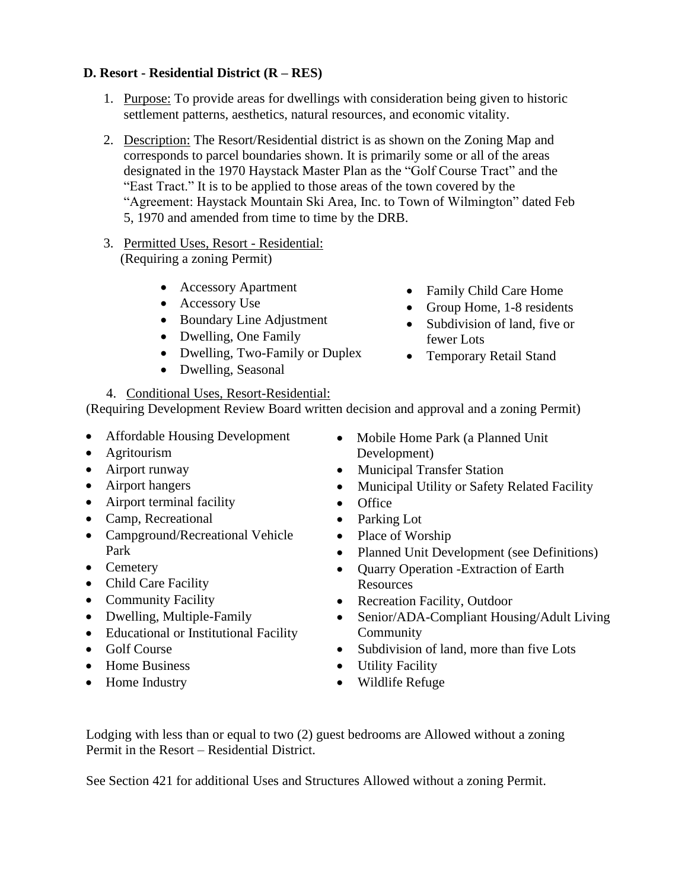### D. Resort - Residential District (R – RES)

1. Purpose: To provide areas for dwellings with consideration being given to historic settlement patterns, aesthetics, natural resources, and economic vitality.

2. Description: The Resort/Residential district is as shown on the Zoning Map and corresponds to parcel boundaries shown. It is primarily some or all of the areas designated in the 1970 Haystack Master Plan as the "Golf Course Tract" and the "East Tract." It is to be applied to those areas of the town covered by the "Agreement: Haystack Mountain Ski Area, Inc. to Town of Wilmington" dated Feb 5, 1970 and amended from time to time by the DRB.

3. Permitted Uses, Resort - Residential:
   (Requiring a zoning Permit)

   - Accessory Apartment
   - Accessory Use
   - Boundary Line Adjustment
   - Dwelling, One Family
   - Dwelling, Two-Family or Duplex
   - Dwelling, Seasonal
   - Family Child Care Home
   - Group Home, 1-8 residents
   - Subdivision of land, five or fewer Lots
   - Temporary Retail Stand

4. Conditional Uses, Resort-Residential:
   (Requiring Development Review Board written decision and approval and a zoning Permit)

   - Affordable Housing Development
   - Agritourism
   - Airport runway
   - Airport hangers
   - Airport terminal facility
   - Camp, Recreational
   - Campground/Recreational Vehicle Park
   - Cemetery
   - Child Care Facility
   - Community Facility
   - Dwelling, Multiple-Family
   - Educational or Institutional Facility
   - Golf Course
   - Home Business
   - Home Industry
   - Mobile Home Park (a Planned Unit Development)
   - Municipal Transfer Station
   - Municipal Utility or Safety Related Facility
   - Office
   - Parking Lot
   - Place of Worship
   - Planned Unit Development (see Definitions)
   - Quarry Operation -Extraction of Earth Resources
   - Recreation Facility, Outdoor
   - Senior/ADA-Compliant Housing/Adult Living Community
   - Subdivision of land, more than five Lots
   - Utility Facility
   - Wildlife Refuge

Lodging with less than or equal to two (2) guest bedrooms are Allowed without a zoning Permit in the Resort – Residential District.

See Section 421 for additional Uses and Structures Allowed without a zoning Permit.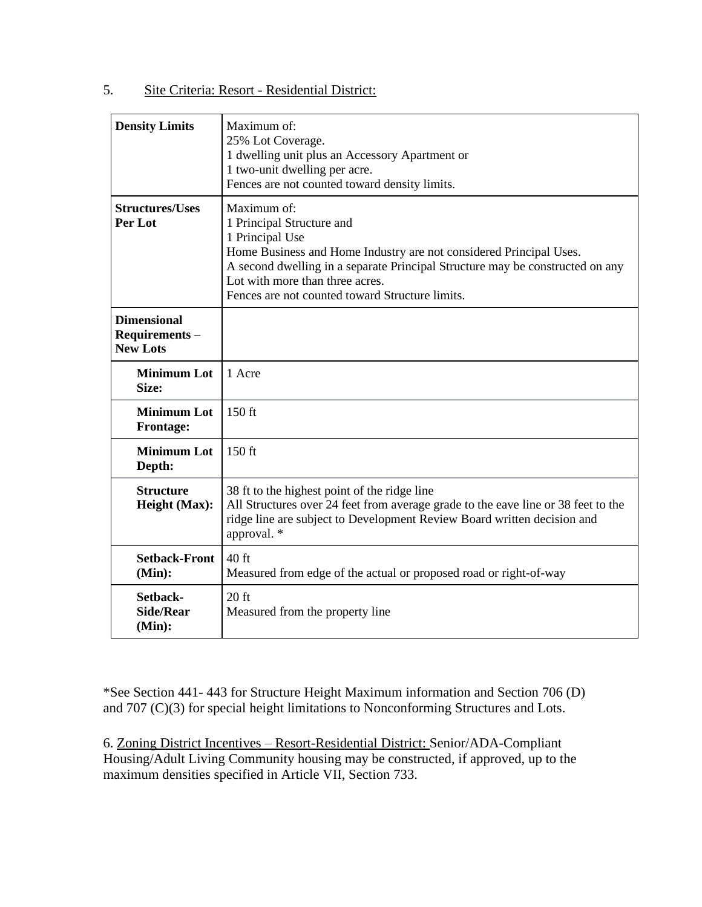5. <u>Site Criteria: Resort - Residential District:</u>

| | |
|---|---|
| **Density Limits** | Maximum of:<br>25% Lot Coverage.<br>1 dwelling unit plus an Accessory Apartment or<br>1 two-unit dwelling per acre.<br>Fences are not counted toward density limits. |
| **Structures/Uses Per Lot** | Maximum of:<br>1 Principal Structure and<br>1 Principal Use<br>Home Business and Home Industry are not considered Principal Uses.<br>A second dwelling in a separate Principal Structure may be constructed on any Lot with more than three acres.<br>Fences are not counted toward Structure limits. |
| **Dimensional Requirements – New Lots** | |
| **Minimum Lot Size:** | 1 Acre |
| **Minimum Lot Frontage:** | 150 ft |
| **Minimum Lot Depth:** | 150 ft |
| **Structure Height (Max):** | 38 ft to the highest point of the ridge line<br>All Structures over 24 feet from average grade to the eave line or 38 feet to the ridge line are subject to Development Review Board written decision and approval. * |
| **Setback-Front (Min):** | 40 ft<br>Measured from edge of the actual or proposed road or right-of-way |
| **Setback-Side/Rear (Min):** | 20 ft<br>Measured from the property line |

*See Section 441- 443 for Structure Height Maximum information and Section 706 (D) and 707 (C)(3) for special height limitations to Nonconforming Structures and Lots.

6. <u>Zoning District Incentives – Resort-Residential District:</u> Senior/ADA-Compliant Housing/Adult Living Community housing may be constructed, if approved, up to the maximum densities specified in Article VII, Section 733.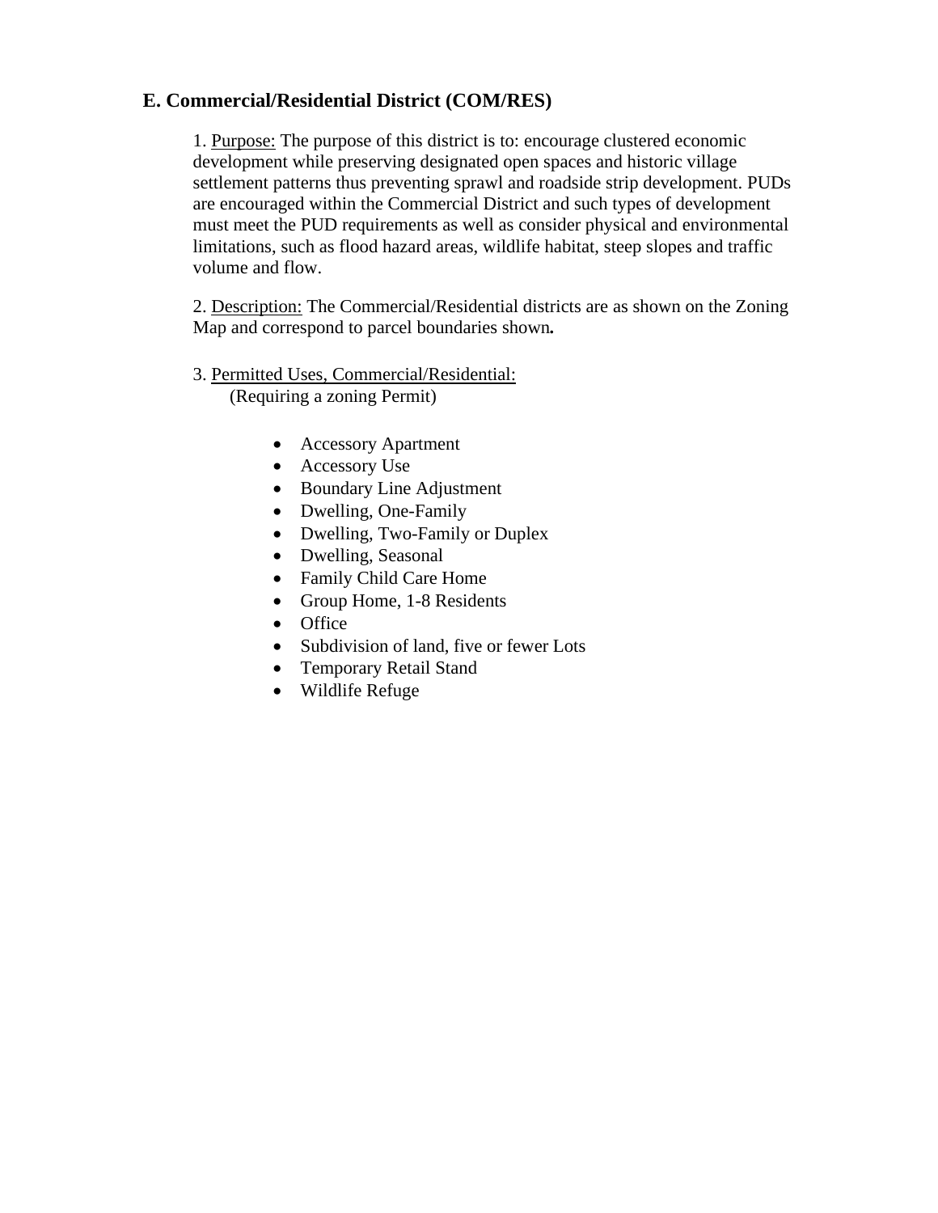## E. Commercial/Residential District (COM/RES)

1. Purpose: The purpose of this district is to: encourage clustered economic development while preserving designated open spaces and historic village settlement patterns thus preventing sprawl and roadside strip development. PUDs are encouraged within the Commercial District and such types of development must meet the PUD requirements as well as consider physical and environmental limitations, such as flood hazard areas, wildlife habitat, steep slopes and traffic volume and flow.

2. Description: The Commercial/Residential districts are as shown on the Zoning Map and correspond to parcel boundaries shown**.**

3. Permitted Uses, Commercial/Residential:
(Requiring a zoning Permit)

- Accessory Apartment
- Accessory Use
- Boundary Line Adjustment
- Dwelling, One-Family
- Dwelling, Two-Family or Duplex
- Dwelling, Seasonal
- Family Child Care Home
- Group Home, 1-8 Residents
- Office
- Subdivision of land, five or fewer Lots
- Temporary Retail Stand
- Wildlife Refuge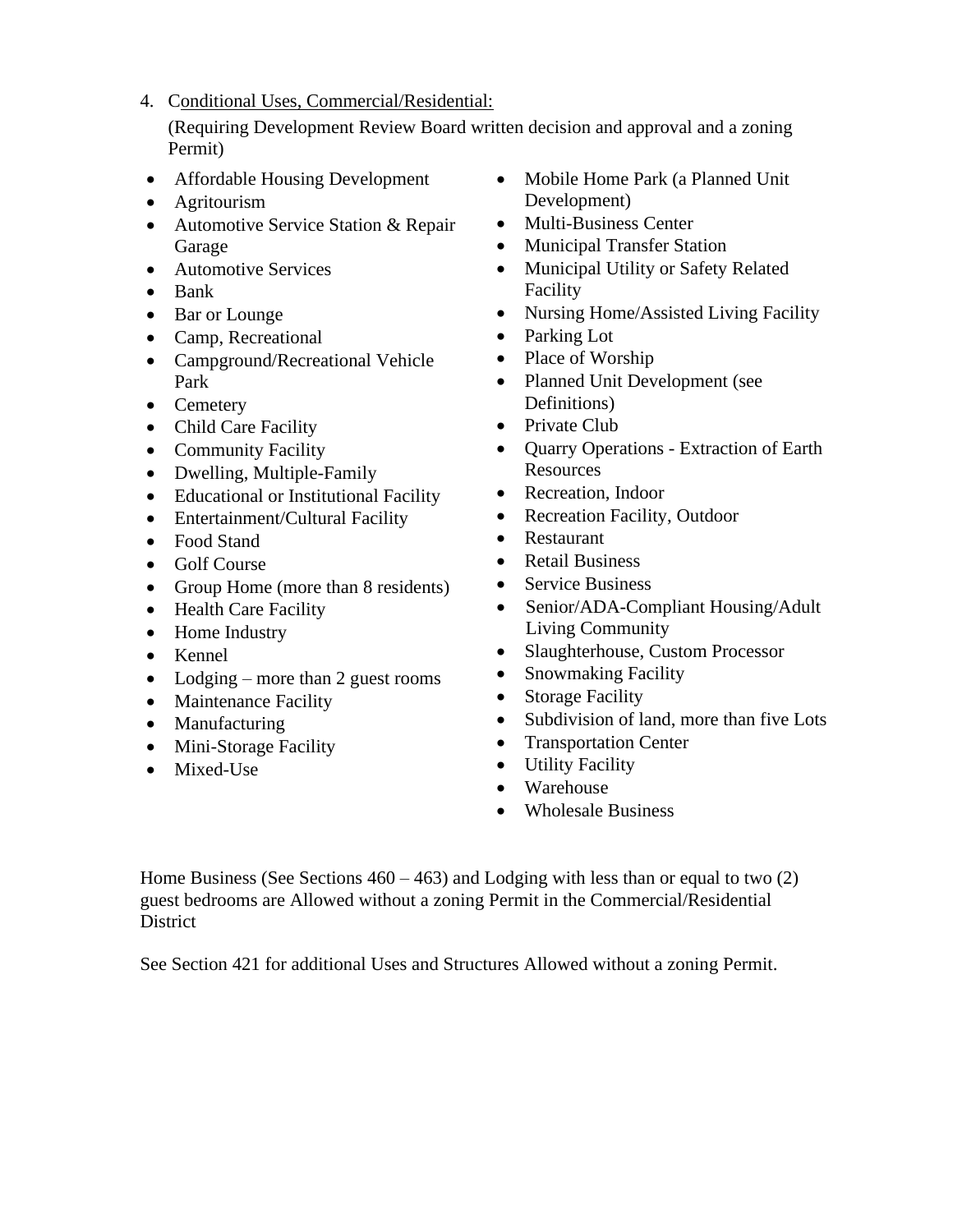4. Conditional Uses, Commercial/Residential:

   (Requiring Development Review Board written decision and approval and a zoning Permit)

- Affordable Housing Development
- Agritourism
- Automotive Service Station & Repair Garage
- Automotive Services
- Bank
- Bar or Lounge
- Camp, Recreational
- Campground/Recreational Vehicle Park
- Cemetery
- Child Care Facility
- Community Facility
- Dwelling, Multiple-Family
- Educational or Institutional Facility
- Entertainment/Cultural Facility
- Food Stand
- Golf Course
- Group Home (more than 8 residents)
- Health Care Facility
- Home Industry
- Kennel
- Lodging – more than 2 guest rooms
- Maintenance Facility
- Manufacturing
- Mini-Storage Facility
- Mixed-Use
- Mobile Home Park (a Planned Unit Development)
- Multi-Business Center
- Municipal Transfer Station
- Municipal Utility or Safety Related Facility
- Nursing Home/Assisted Living Facility
- Parking Lot
- Place of Worship
- Planned Unit Development (see Definitions)
- Private Club
- Quarry Operations - Extraction of Earth Resources
- Recreation, Indoor
- Recreation Facility, Outdoor
- Restaurant
- Retail Business
- Service Business
- Senior/ADA-Compliant Housing/Adult Living Community
- Slaughterhouse, Custom Processor
- Snowmaking Facility
- Storage Facility
- Subdivision of land, more than five Lots
- Transportation Center
- Utility Facility
- Warehouse
- Wholesale Business

Home Business (See Sections 460 – 463) and Lodging with less than or equal to two (2) guest bedrooms are Allowed without a zoning Permit in the Commercial/Residential District

See Section 421 for additional Uses and Structures Allowed without a zoning Permit.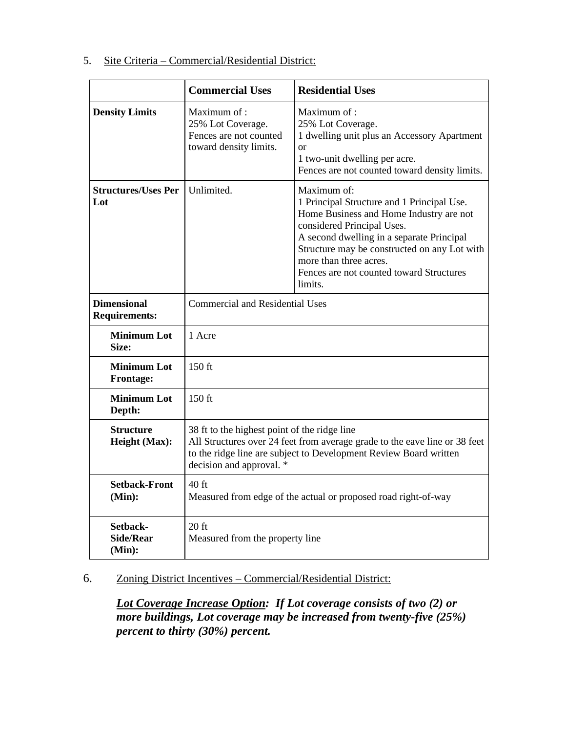5. Site Criteria – Commercial/Residential District:

| | **Commercial Uses** | **Residential Uses** |
|---|---|---|
| **Density Limits** | Maximum of : 25% Lot Coverage. Fences are not counted toward density limits. | Maximum of : 25% Lot Coverage. 1 dwelling unit plus an Accessory Apartment or 1 two-unit dwelling per acre. Fences are not counted toward density limits. |
| **Structures/Uses Per Lot** | Unlimited. | Maximum of: 1 Principal Structure and 1 Principal Use. Home Business and Home Industry are not considered Principal Uses. A second dwelling in a separate Principal Structure may be constructed on any Lot with more than three acres. Fences are not counted toward Structures limits. |
| **Dimensional Requirements:** | Commercial and Residential Uses | |
| **Minimum Lot Size:** | 1 Acre | |
| **Minimum Lot Frontage:** | 150 ft | |
| **Minimum Lot Depth:** | 150 ft | |
| **Structure Height (Max):** | 38 ft to the highest point of the ridge line. All Structures over 24 feet from average grade to the eave line or 38 feet to the ridge line are subject to Development Review Board written decision and approval. * | |
| **Setback-Front (Min):** | 40 ft. Measured from edge of the actual or proposed road right-of-way | |
| **Setback-Side/Rear (Min):** | 20 ft. Measured from the property line | |

6. Zoning District Incentives – Commercial/Residential District:

***Lot Coverage Increase Option**: If Lot coverage consists of two (2) or more buildings, Lot coverage may be increased from twenty-five (25%) percent to thirty (30%) percent.*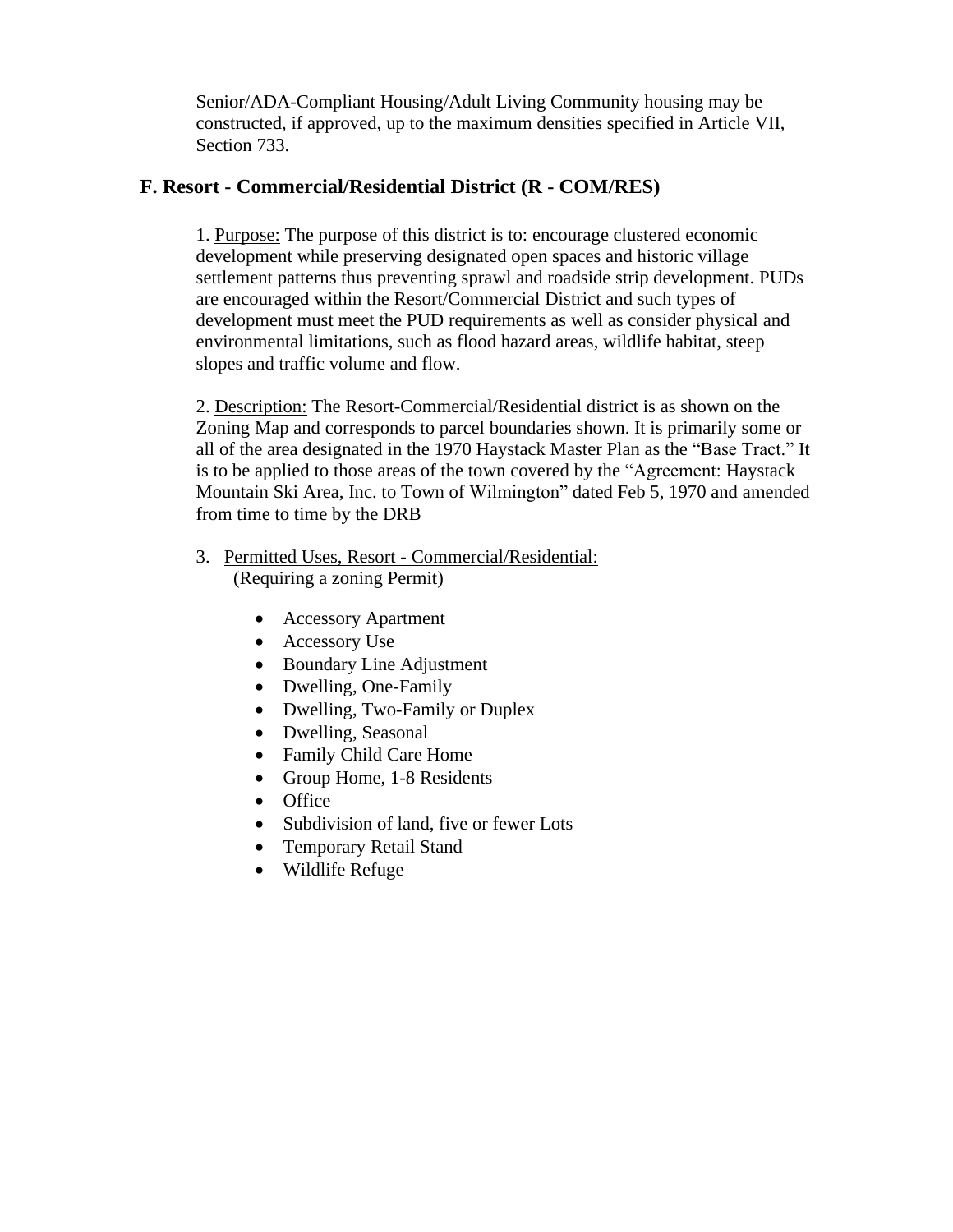Senior/ADA-Compliant Housing/Adult Living Community housing may be constructed, if approved, up to the maximum densities specified in Article VII, Section 733.

## F. Resort - Commercial/Residential District (R - COM/RES)

1. Purpose: The purpose of this district is to: encourage clustered economic development while preserving designated open spaces and historic village settlement patterns thus preventing sprawl and roadside strip development. PUDs are encouraged within the Resort/Commercial District and such types of development must meet the PUD requirements as well as consider physical and environmental limitations, such as flood hazard areas, wildlife habitat, steep slopes and traffic volume and flow.

2. Description: The Resort-Commercial/Residential district is as shown on the Zoning Map and corresponds to parcel boundaries shown. It is primarily some or all of the area designated in the 1970 Haystack Master Plan as the "Base Tract." It is to be applied to those areas of the town covered by the "Agreement: Haystack Mountain Ski Area, Inc. to Town of Wilmington" dated Feb 5, 1970 and amended from time to time by the DRB

3. Permitted Uses, Resort - Commercial/Residential:
   (Requiring a zoning Permit)

   - Accessory Apartment
   - Accessory Use
   - Boundary Line Adjustment
   - Dwelling, One-Family
   - Dwelling, Two-Family or Duplex
   - Dwelling, Seasonal
   - Family Child Care Home
   - Group Home, 1-8 Residents
   - Office
   - Subdivision of land, five or fewer Lots
   - Temporary Retail Stand
   - Wildlife Refuge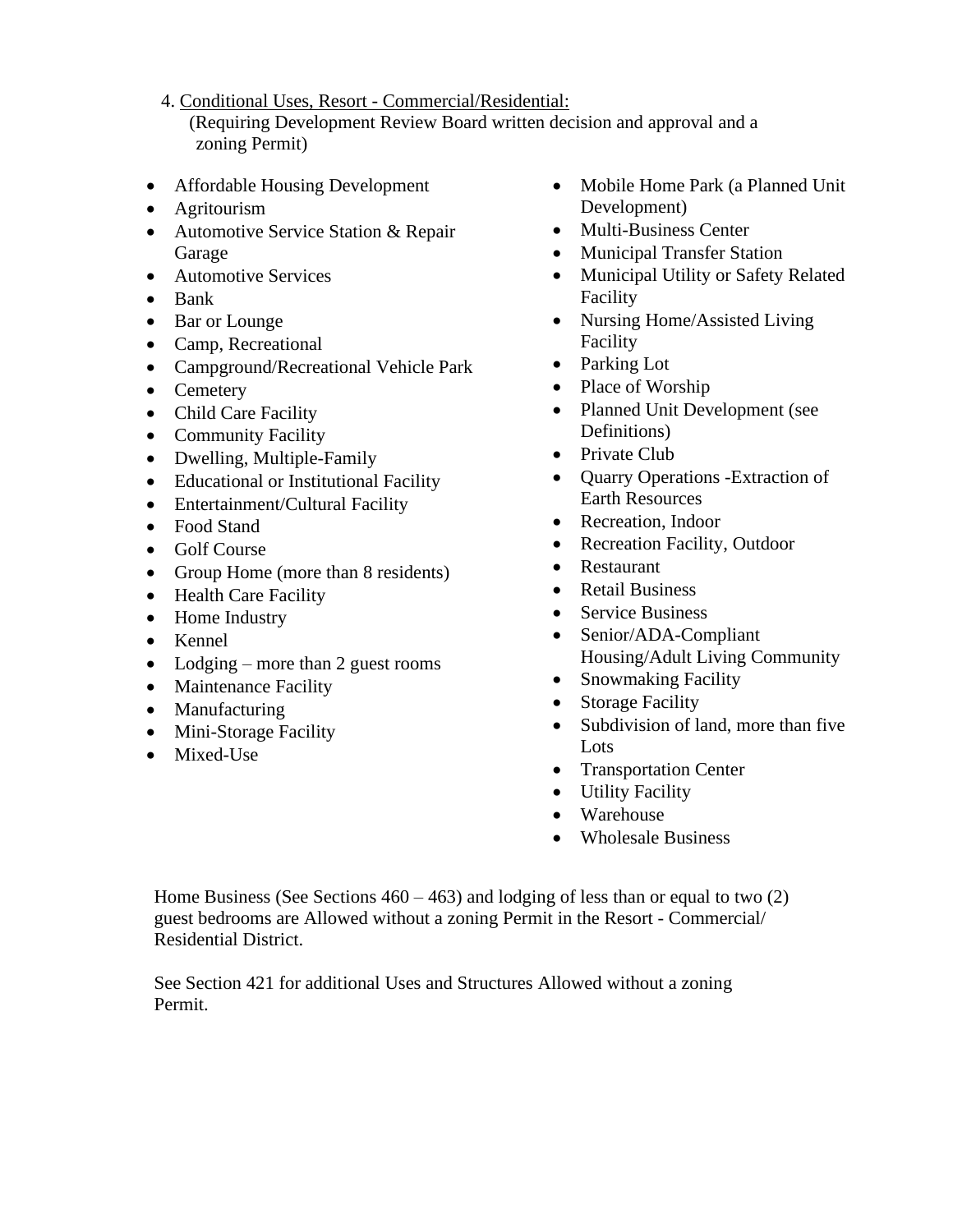4. Conditional Uses, Resort - Commercial/Residential:
(Requiring Development Review Board written decision and approval and a zoning Permit)

- Affordable Housing Development
- Agritourism
- Automotive Service Station & Repair Garage
- Automotive Services
- Bank
- Bar or Lounge
- Camp, Recreational
- Campground/Recreational Vehicle Park
- Cemetery
- Child Care Facility
- Community Facility
- Dwelling, Multiple-Family
- Educational or Institutional Facility
- Entertainment/Cultural Facility
- Food Stand
- Golf Course
- Group Home (more than 8 residents)
- Health Care Facility
- Home Industry
- Kennel
- Lodging – more than 2 guest rooms
- Maintenance Facility
- Manufacturing
- Mini-Storage Facility
- Mixed-Use
- Mobile Home Park (a Planned Unit Development)
- Multi-Business Center
- Municipal Transfer Station
- Municipal Utility or Safety Related Facility
- Nursing Home/Assisted Living Facility
- Parking Lot
- Place of Worship
- Planned Unit Development (see Definitions)
- Private Club
- Quarry Operations -Extraction of Earth Resources
- Recreation, Indoor
- Recreation Facility, Outdoor
- Restaurant
- Retail Business
- Service Business
- Senior/ADA-Compliant Housing/Adult Living Community
- Snowmaking Facility
- Storage Facility
- Subdivision of land, more than five Lots
- Transportation Center
- Utility Facility
- Warehouse
- Wholesale Business

Home Business (See Sections 460 – 463) and lodging of less than or equal to two (2) guest bedrooms are Allowed without a zoning Permit in the Resort - Commercial/ Residential District.

See Section 421 for additional Uses and Structures Allowed without a zoning Permit.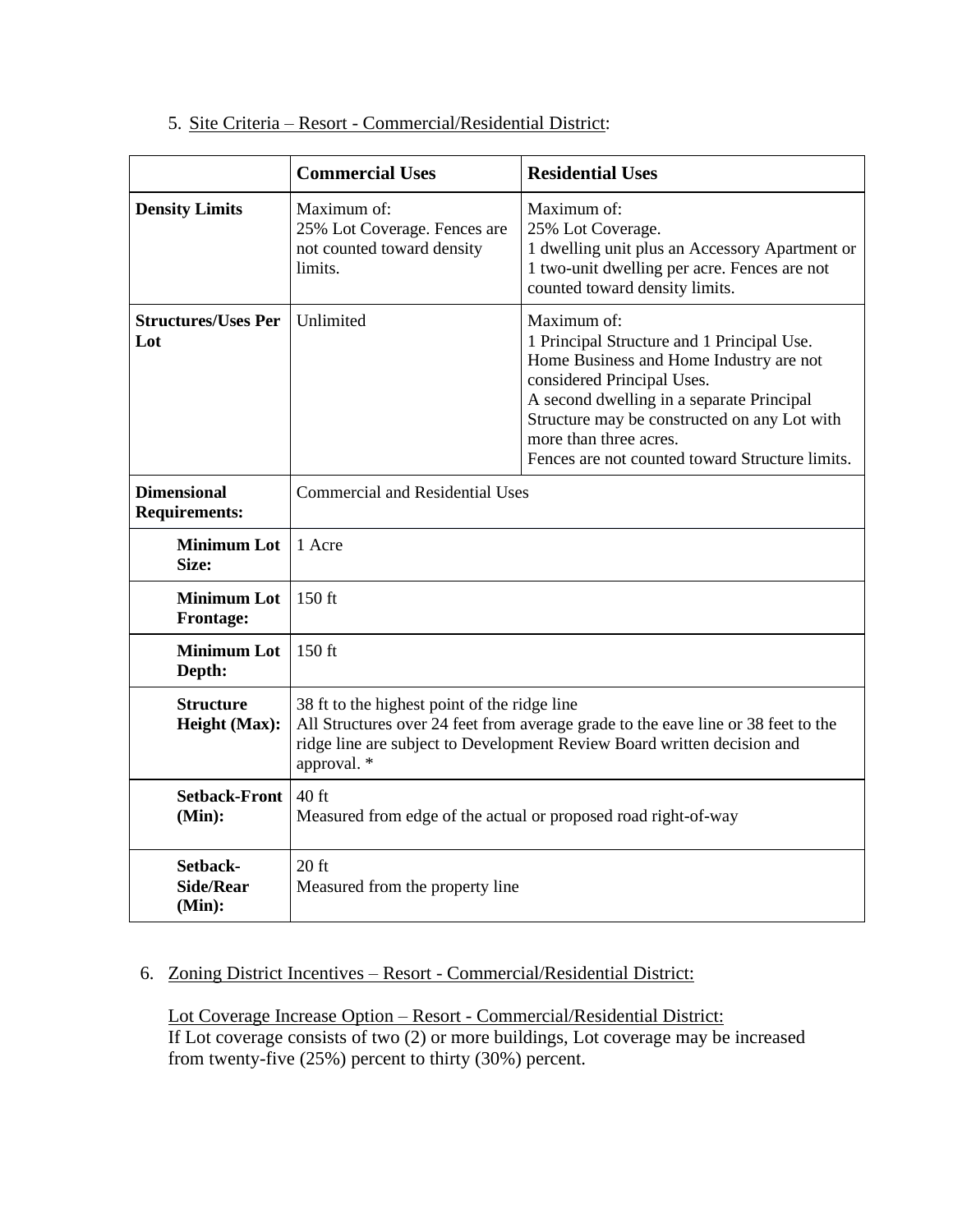5. Site Criteria – Resort - Commercial/Residential District:

| | Commercial Uses | Residential Uses |
|---|---|---|
| **Density Limits** | Maximum of:<br>25% Lot Coverage. Fences are not counted toward density limits. | Maximum of:<br>25% Lot Coverage.<br>1 dwelling unit plus an Accessory Apartment or 1 two-unit dwelling per acre. Fences are not counted toward density limits. |
| **Structures/Uses Per Lot** | Unlimited | Maximum of:<br>1 Principal Structure and 1 Principal Use. Home Business and Home Industry are not considered Principal Uses.<br>A second dwelling in a separate Principal Structure may be constructed on any Lot with more than three acres.<br>Fences are not counted toward Structure limits. |
| **Dimensional Requirements:** | Commercial and Residential Uses | |
| **Minimum Lot Size:** | 1 Acre | |
| **Minimum Lot Frontage:** | 150 ft | |
| **Minimum Lot Depth:** | 150 ft | |
| **Structure Height (Max):** | 38 ft to the highest point of the ridge line<br>All Structures over 24 feet from average grade to the eave line or 38 feet to the ridge line are subject to Development Review Board written decision and approval. * | |
| **Setback-Front (Min):** | 40 ft<br>Measured from edge of the actual or proposed road right-of-way | |
| **Setback-Side/Rear (Min):** | 20 ft<br>Measured from the property line | |

6. Zoning District Incentives – Resort - Commercial/Residential District:

   Lot Coverage Increase Option – Resort - Commercial/Residential District:
   If Lot coverage consists of two (2) or more buildings, Lot coverage may be increased from twenty-five (25%) percent to thirty (30%) percent.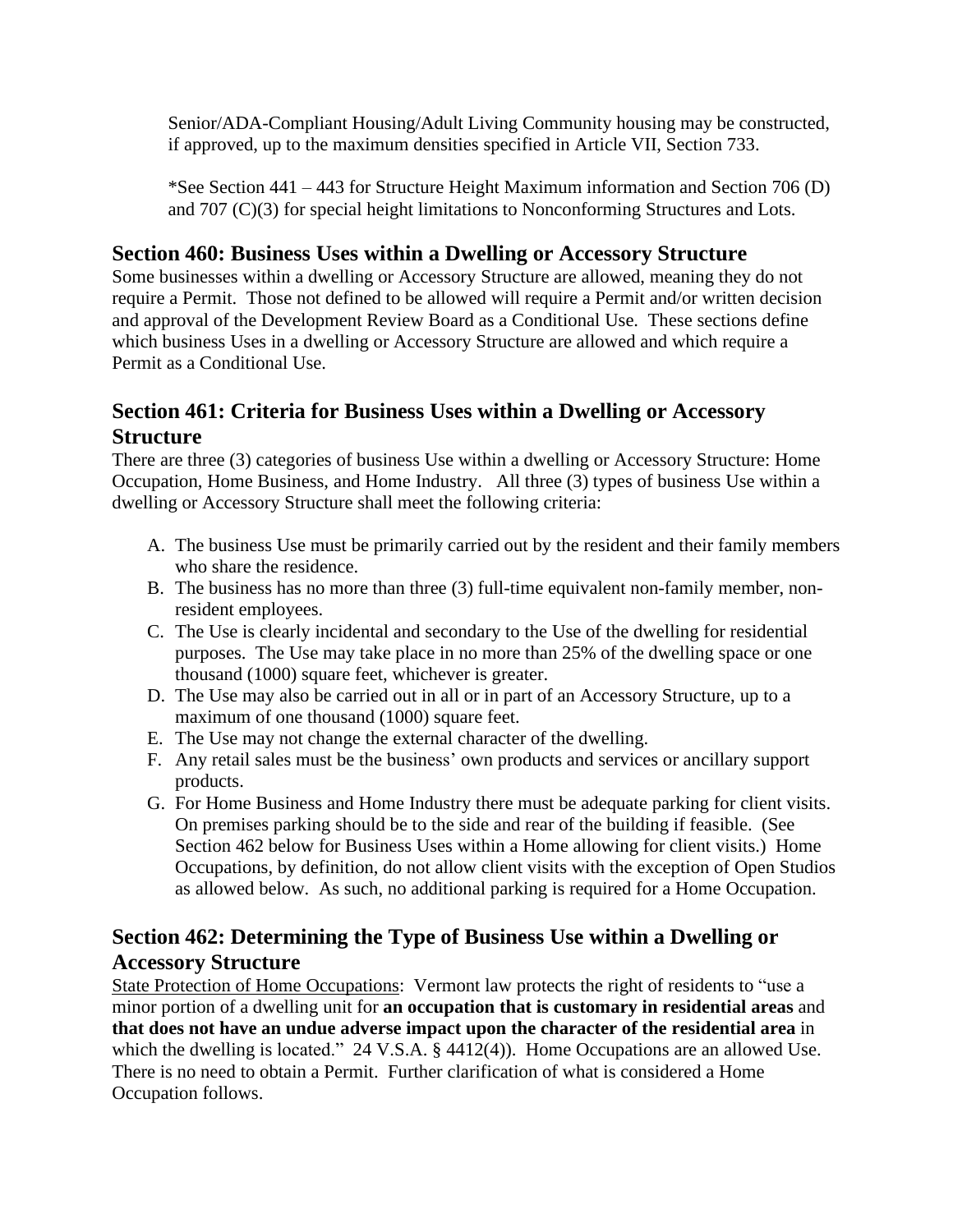Senior/ADA-Compliant Housing/Adult Living Community housing may be constructed, if approved, up to the maximum densities specified in Article VII, Section 733.

*See Section 441 – 443 for Structure Height Maximum information and Section 706 (D) and 707 (C)(3) for special height limitations to Nonconforming Structures and Lots.

## Section 460: Business Uses within a Dwelling or Accessory Structure

Some businesses within a dwelling or Accessory Structure are allowed, meaning they do not require a Permit. Those not defined to be allowed will require a Permit and/or written decision and approval of the Development Review Board as a Conditional Use. These sections define which business Uses in a dwelling or Accessory Structure are allowed and which require a Permit as a Conditional Use.

## Section 461: Criteria for Business Uses within a Dwelling or Accessory Structure

There are three (3) categories of business Use within a dwelling or Accessory Structure: Home Occupation, Home Business, and Home Industry. All three (3) types of business Use within a dwelling or Accessory Structure shall meet the following criteria:

A. The business Use must be primarily carried out by the resident and their family members who share the residence.
B. The business has no more than three (3) full-time equivalent non-family member, non-resident employees.
C. The Use is clearly incidental and secondary to the Use of the dwelling for residential purposes. The Use may take place in no more than 25% of the dwelling space or one thousand (1000) square feet, whichever is greater.
D. The Use may also be carried out in all or in part of an Accessory Structure, up to a maximum of one thousand (1000) square feet.
E. The Use may not change the external character of the dwelling.
F. Any retail sales must be the business' own products and services or ancillary support products.
G. For Home Business and Home Industry there must be adequate parking for client visits. On premises parking should be to the side and rear of the building if feasible. (See Section 462 below for Business Uses within a Home allowing for client visits.) Home Occupations, by definition, do not allow client visits with the exception of Open Studios as allowed below. As such, no additional parking is required for a Home Occupation.

## Section 462: Determining the Type of Business Use within a Dwelling or Accessory Structure

State Protection of Home Occupations: Vermont law protects the right of residents to "use a minor portion of a dwelling unit for **an occupation that is customary in residential areas** and **that does not have an undue adverse impact upon the character of the residential area** in which the dwelling is located." 24 V.S.A. § 4412(4)). Home Occupations are an allowed Use. There is no need to obtain a Permit. Further clarification of what is considered a Home Occupation follows.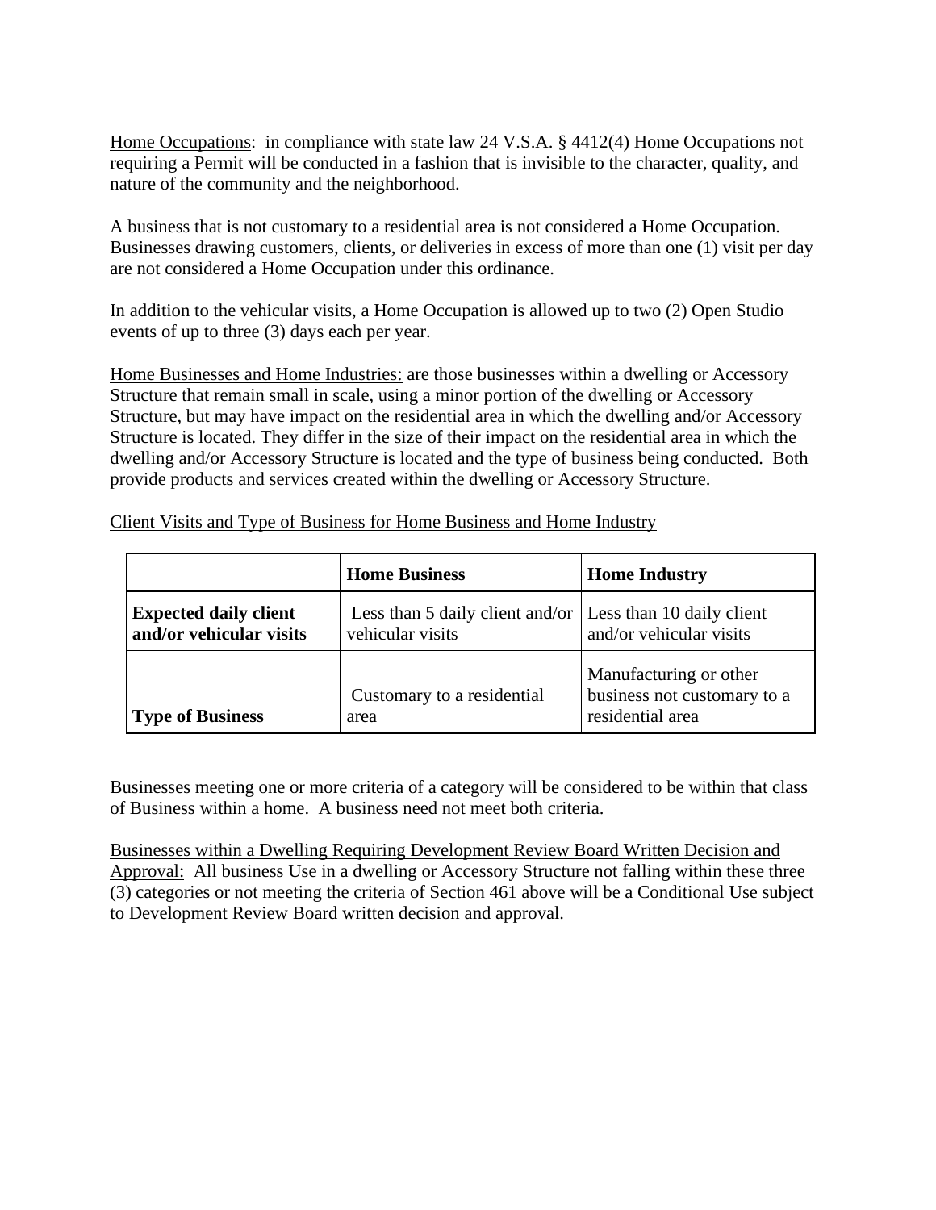<u>Home Occupations</u>: in compliance with state law 24 V.S.A. § 4412(4) Home Occupations not requiring a Permit will be conducted in a fashion that is invisible to the character, quality, and nature of the community and the neighborhood.

A business that is not customary to a residential area is not considered a Home Occupation. Businesses drawing customers, clients, or deliveries in excess of more than one (1) visit per day are not considered a Home Occupation under this ordinance.

In addition to the vehicular visits, a Home Occupation is allowed up to two (2) Open Studio events of up to three (3) days each per year.

<u>Home Businesses and Home Industries:</u> are those businesses within a dwelling or Accessory Structure that remain small in scale, using a minor portion of the dwelling or Accessory Structure, but may have impact on the residential area in which the dwelling and/or Accessory Structure is located. They differ in the size of their impact on the residential area in which the dwelling and/or Accessory Structure is located and the type of business being conducted. Both provide products and services created within the dwelling or Accessory Structure.

<u>Client Visits and Type of Business for Home Business and Home Industry</u>

| | **Home Business** | **Home Industry** |
|---|---|---|
| **Expected daily client and/or vehicular visits** | Less than 5 daily client and/or vehicular visits | Less than 10 daily client and/or vehicular visits |
| **Type of Business** | Customary to a residential area | Manufacturing or other business not customary to a residential area |

Businesses meeting one or more criteria of a category will be considered to be within that class of Business within a home. A business need not meet both criteria.

<u>Businesses within a Dwelling Requiring Development Review Board Written Decision and Approval:</u> All business Use in a dwelling or Accessory Structure not falling within these three (3) categories or not meeting the criteria of Section 461 above will be a Conditional Use subject to Development Review Board written decision and approval.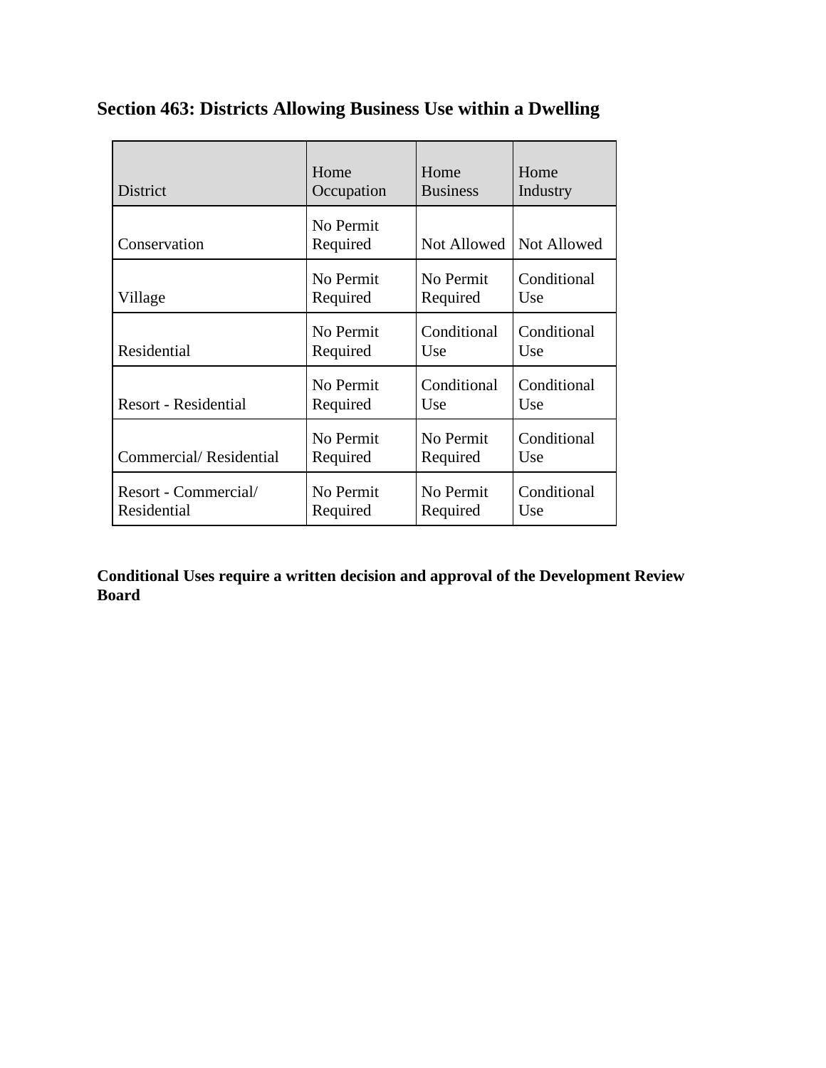## Section 463: Districts Allowing Business Use within a Dwelling

| District | Home Occupation | Home Business | Home Industry |
|---|---|---|---|
| Conservation | No Permit Required | Not Allowed | Not Allowed |
| Village | No Permit Required | No Permit Required | Conditional Use |
| Residential | No Permit Required | Conditional Use | Conditional Use |
| Resort - Residential | No Permit Required | Conditional Use | Conditional Use |
| Commercial/ Residential | No Permit Required | No Permit Required | Conditional Use |
| Resort - Commercial/ Residential | No Permit Required | No Permit Required | Conditional Use |

**Conditional Uses require a written decision and approval of the Development Review Board**